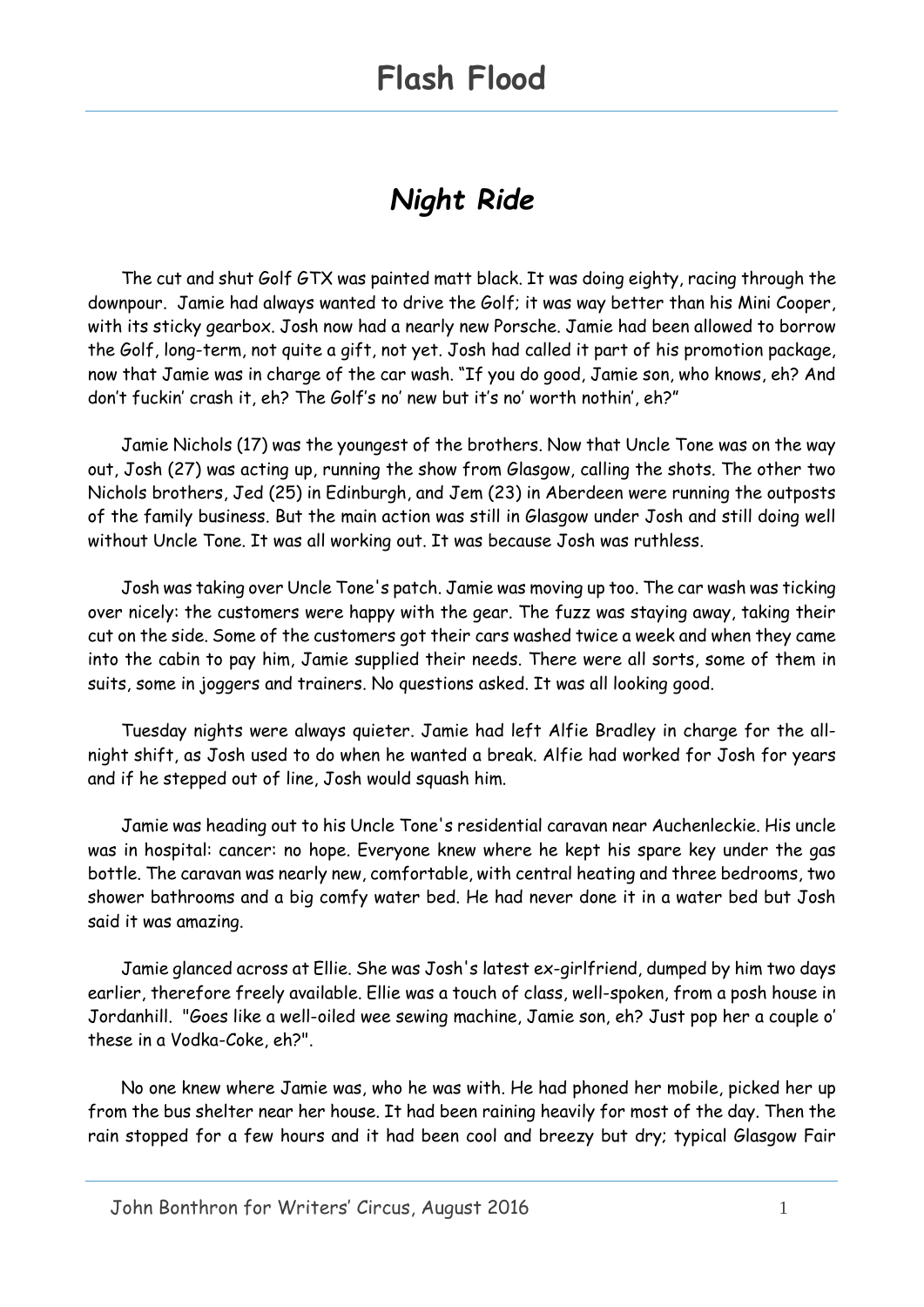# Flash Flood

## *Night Ride*

The cut and shut Golf GTX was painted matt black. It was doing eighty, racing through the downpour. Jamie had always wanted to drive the Golf; it was way better than his Mini Cooper, with its sticky gearbox. Josh now had a nearly new Porsche. Jamie had been allowed to borrow the Golf, long-term, not quite a gift, not yet. Josh had called it part of his promotion package, now that Jamie was in charge of the car wash. "If you do good, Jamie son, who knows, eh? And don't fuckin' crash it, eh? The Golf's no' new but it's no' worth nothin', eh?"

Jamie Nichols (17) was the youngest of the brothers. Now that Uncle Tone was on the way out, Josh (27) was acting up, running the show from Glasgow, calling the shots. The other two Nichols brothers, Jed (25) in Edinburgh, and Jem (23) in Aberdeen were running the outposts of the family business. But the main action was still in Glasgow under Josh and still doing well without Uncle Tone. It was all working out. It was because Josh was ruthless.

Josh was taking over Uncle Tone's patch. Jamie was moving up too. The car wash was ticking over nicely: the customers were happy with the gear. The fuzz was staying away, taking their cut on the side. Some of the customers got their cars washed twice a week and when they came into the cabin to pay him, Jamie supplied their needs. There were all sorts, some of them in suits, some in joggers and trainers. No questions asked. It was all looking good.

Tuesday nights were always quieter. Jamie had left Alfie Bradley in charge for the all-night shift, as Josh used to do when he wanted a break. Alfie had worked for Josh for years and if he stepped out of line, Josh would squash him.

Jamie was heading out to his Uncle Tone's residential caravan near Auchenleckie. His uncle was in hospital: cancer: no hope. Everyone knew where he kept his spare key under the gas bottle. The caravan was nearly new, comfortable, with central heating and three bedrooms, two shower bathrooms and a big comfy water bed. He had never done it in a water bed but Josh said it was amazing.

Jamie glanced across at Ellie. She was Josh's latest ex-girlfriend, dumped by him two days earlier, therefore freely available. Ellie was a touch of class, well-spoken, from a posh house in Jordanhill. "Goes like a well-oiled wee sewing machine, Jamie son, eh? Just pop her a couple o' these in a Vodka-Coke, eh?".

No one knew where Jamie was, who he was with. He had phoned her mobile, picked her up from the bus shelter near her house. It had been raining heavily for most of the day. Then the rain stopped for a few hours and it had been cool and breezy but dry; typical Glasgow Fair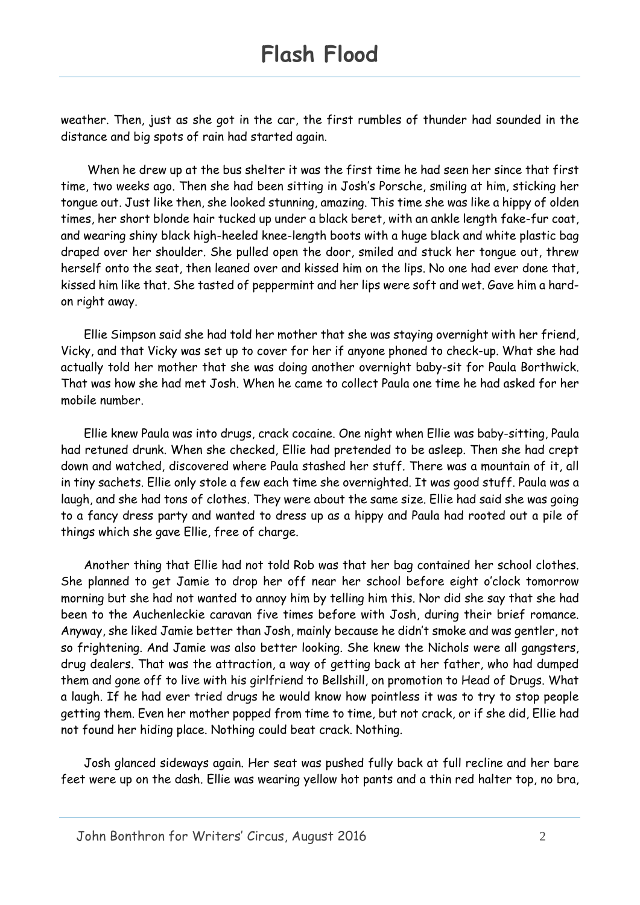weather. Then, just as she got in the car, the first rumbles of thunder had sounded in the distance and big spots of rain had started again.

When he drew up at the bus shelter it was the first time he had seen her since that first time, two weeks ago. Then she had been sitting in Josh's Porsche, smiling at him, sticking her tongue out. Just like then, she looked stunning, amazing. This time she was like a hippy of olden times, her short blonde hair tucked up under a black beret, with an ankle length fake-fur coat, and wearing shiny black high-heeled knee-length boots with a huge black and white plastic bag draped over her shoulder. She pulled open the door, smiled and stuck her tongue out, threw herself onto the seat, then leaned over and kissed him on the lips. No one had ever done that, kissed him like that. She tasted of peppermint and her lips were soft and wet. Gave him a hard-on right away.

Ellie Simpson said she had told her mother that she was staying overnight with her friend, Vicky, and that Vicky was set up to cover for her if anyone phoned to check-up. What she had actually told her mother that she was doing another overnight baby-sit for Paula Borthwick. That was how she had met Josh. When he came to collect Paula one time he had asked for her mobile number.

Ellie knew Paula was into drugs, crack cocaine. One night when Ellie was baby-sitting, Paula had retuned drunk. When she checked, Ellie had pretended to be asleep. Then she had crept down and watched, discovered where Paula stashed her stuff. There was a mountain of it, all in tiny sachets. Ellie only stole a few each time she overnighted. It was good stuff. Paula was a laugh, and she had tons of clothes. They were about the same size. Ellie had said she was going to a fancy dress party and wanted to dress up as a hippy and Paula had rooted out a pile of things which she gave Ellie, free of charge.

Another thing that Ellie had not told Rob was that her bag contained her school clothes. She planned to get Jamie to drop her off near her school before eight o'clock tomorrow morning but she had not wanted to annoy him by telling him this. Nor did she say that she had been to the Auchenleckie caravan five times before with Josh, during their brief romance. Anyway, she liked Jamie better than Josh, mainly because he didn't smoke and was gentler, not so frightening. And Jamie was also better looking. She knew the Nichols were all gangsters, drug dealers. That was the attraction, a way of getting back at her father, who had dumped them and gone off to live with his girlfriend to Bellshill, on promotion to Head of Drugs. What a laugh. If he had ever tried drugs he would know how pointless it was to try to stop people getting them. Even her mother popped from time to time, but not crack, or if she did, Ellie had not found her hiding place. Nothing could beat crack. Nothing.

Josh glanced sideways again. Her seat was pushed fully back at full recline and her bare feet were up on the dash. Ellie was wearing yellow hot pants and a thin red halter top, no bra,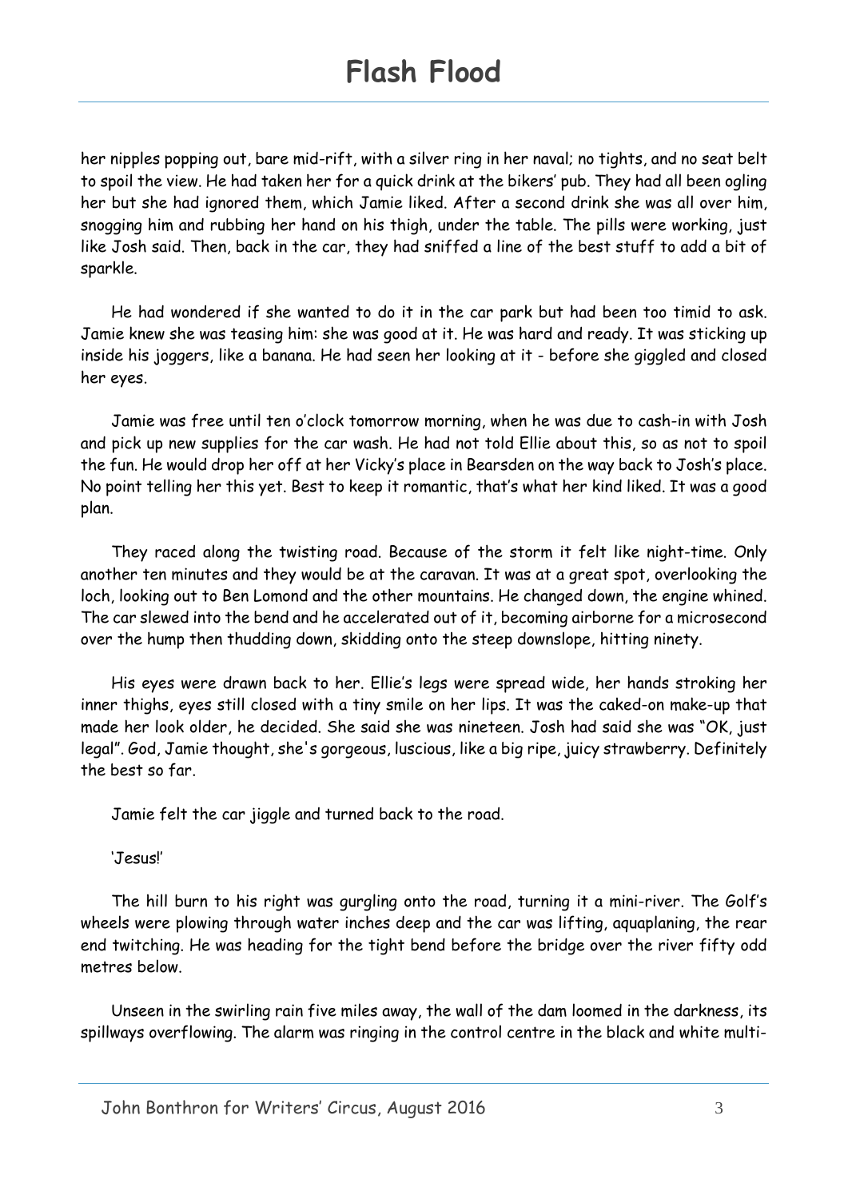her nipples popping out, bare mid-rift, with a silver ring in her naval; no tights, and no seat belt to spoil the view. He had taken her for a quick drink at the bikers' pub. They had all been ogling her but she had ignored them, which Jamie liked. After a second drink she was all over him, snogging him and rubbing her hand on his thigh, under the table. The pills were working, just like Josh said. Then, back in the car, they had sniffed a line of the best stuff to add a bit of sparkle.

He had wondered if she wanted to do it in the car park but had been too timid to ask. Jamie knew she was teasing him: she was good at it. He was hard and ready. It was sticking up inside his joggers, like a banana. He had seen her looking at it - before she giggled and closed her eyes.

Jamie was free until ten o'clock tomorrow morning, when he was due to cash-in with Josh and pick up new supplies for the car wash. He had not told Ellie about this, so as not to spoil the fun. He would drop her off at her Vicky's place in Bearsden on the way back to Josh's place. No point telling her this yet. Best to keep it romantic, that's what her kind liked. It was a good plan.

They raced along the twisting road. Because of the storm it felt like night-time. Only another ten minutes and they would be at the caravan. It was at a great spot, overlooking the loch, looking out to Ben Lomond and the other mountains. He changed down, the engine whined. The car slewed into the bend and he accelerated out of it, becoming airborne for a microsecond over the hump then thudding down, skidding onto the steep downslope, hitting ninety.

His eyes were drawn back to her. Ellie's legs were spread wide, her hands stroking her inner thighs, eyes still closed with a tiny smile on her lips. It was the caked-on make-up that made her look older, he decided. She said she was nineteen. Josh had said she was "OK, just legal". God, Jamie thought, she's gorgeous, luscious, like a big ripe, juicy strawberry. Definitely the best so far.

Jamie felt the car jiggle and turned back to the road.

'Jesus!'

The hill burn to his right was gurgling onto the road, turning it a mini-river. The Golf's wheels were plowing through water inches deep and the car was lifting, aquaplaning, the rear end twitching. He was heading for the tight bend before the bridge over the river fifty odd metres below.

Unseen in the swirling rain five miles away, the wall of the dam loomed in the darkness, its spillways overflowing. The alarm was ringing in the control centre in the black and white multi-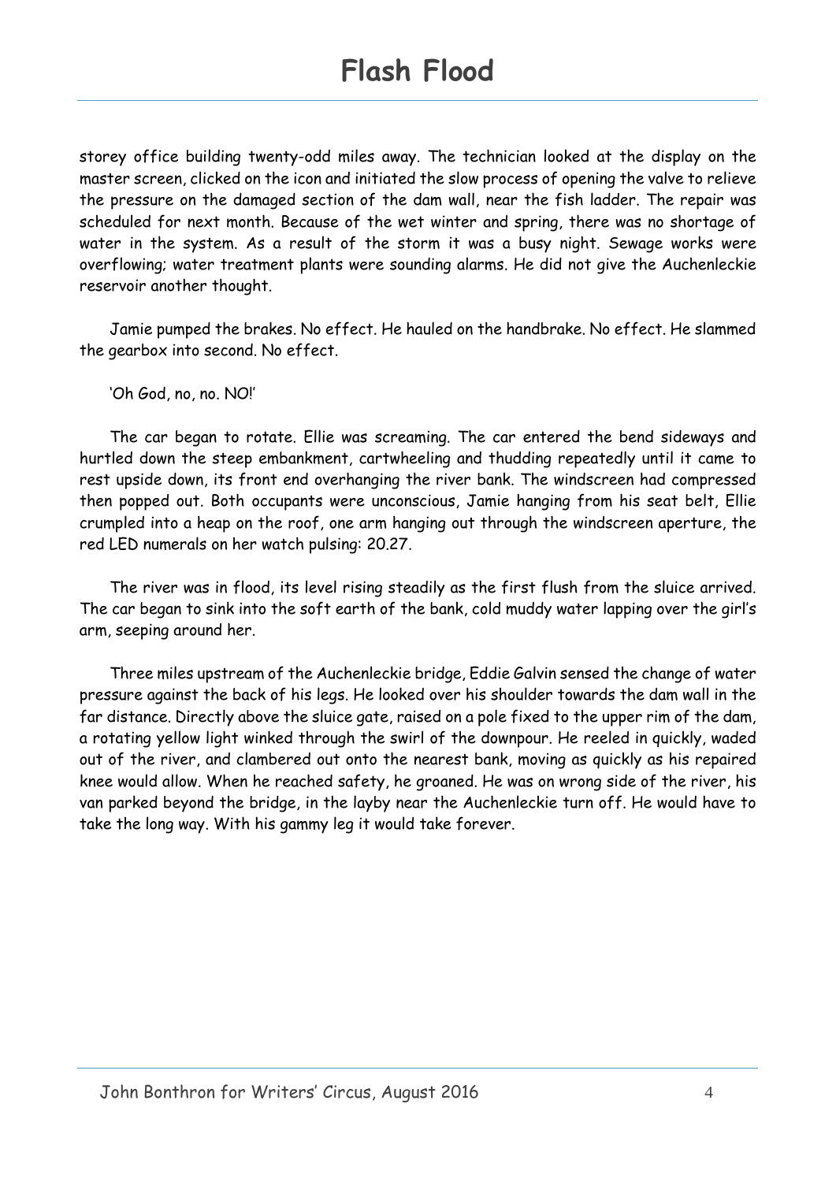storey office building twenty-odd miles away. The technician looked at the display on the master screen, clicked on the icon and initiated the slow process of opening the valve to relieve the pressure on the damaged section of the dam wall, near the fish ladder. The repair was scheduled for next month. Because of the wet winter and spring, there was no shortage of water in the system. As a result of the storm it was a busy night. Sewage works were overflowing; water treatment plants were sounding alarms. He did not give the Auchenleckie reservoir another thought.

Jamie pumped the brakes. No effect. He hauled on the handbrake. No effect. He slammed the gearbox into second. No effect.

'Oh God, no, no. NO!'

The car began to rotate. Ellie was screaming. The car entered the bend sideways and hurtled down the steep embankment, cartwheeling and thudding repeatedly until it came to rest upside down, its front end overhanging the river bank. The windscreen had compressed then popped out. Both occupants were unconscious, Jamie hanging from his seat belt, Ellie crumpled into a heap on the roof, one arm hanging out through the windscreen aperture, the red LED numerals on her watch pulsing: 20.27.

The river was in flood, its level rising steadily as the first flush from the sluice arrived. The car began to sink into the soft earth of the bank, cold muddy water lapping over the girl's arm, seeping around her.

Three miles upstream of the Auchenleckie bridge, Eddie Galvin sensed the change of water pressure against the back of his legs. He looked over his shoulder towards the dam wall in the far distance. Directly above the sluice gate, raised on a pole fixed to the upper rim of the dam, a rotating yellow light winked through the swirl of the downpour. He reeled in quickly, waded out of the river, and clambered out onto the nearest bank, moving as quickly as his repaired knee would allow. When he reached safety, he groaned. He was on wrong side of the river, his van parked beyond the bridge, in the layby near the Auchenleckie turn off. He would have to take the long way. With his gammy leg it would take forever.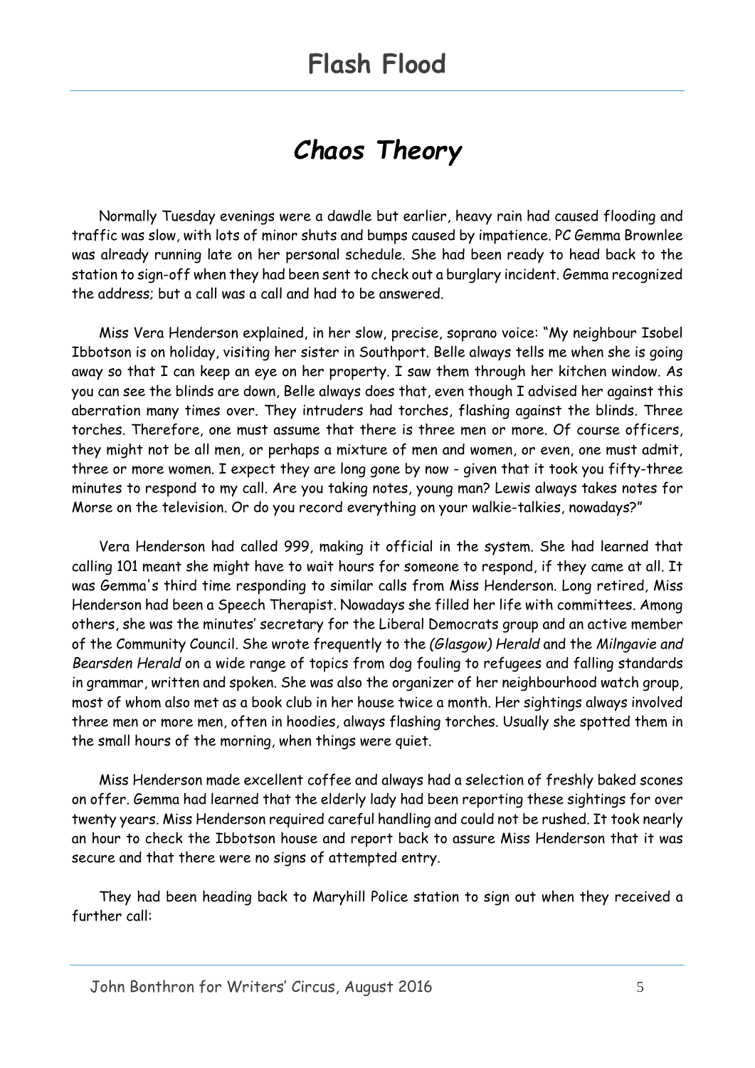# Flash Flood

## *Chaos Theory*

Normally Tuesday evenings were a dawdle but earlier, heavy rain had caused flooding and traffic was slow, with lots of minor shuts and bumps caused by impatience. PC Gemma Brownlee was already running late on her personal schedule. She had been ready to head back to the station to sign-off when they had been sent to check out a burglary incident. Gemma recognized the address; but a call was a call and had to be answered.

Miss Vera Henderson explained, in her slow, precise, soprano voice: "My neighbour Isobel Ibbotson is on holiday, visiting her sister in Southport. Belle always tells me when she is going away so that I can keep an eye on her property. I saw them through her kitchen window. As you can see the blinds are down, Belle always does that, even though I advised her against this aberration many times over. They intruders had torches, flashing against the blinds. Three torches. Therefore, one must assume that there is three men or more. Of course officers, they might not be all men, or perhaps a mixture of men and women, or even, one must admit, three or more women. I expect they are long gone by now - given that it took you fifty-three minutes to respond to my call. Are you taking notes, young man? Lewis always takes notes for Morse on the television. Or do you record everything on your walkie-talkies, nowadays?"

Vera Henderson had called 999, making it official in the system. She had learned that calling 101 meant she might have to wait hours for someone to respond, if they came at all. It was Gemma's third time responding to similar calls from Miss Henderson. Long retired, Miss Henderson had been a Speech Therapist. Nowadays she filled her life with committees. Among others, she was the minutes' secretary for the Liberal Democrats group and an active member of the Community Council. She wrote frequently to the *(Glasgow) Herald* and the *Milngavie and Bearsden Herald* on a wide range of topics from dog fouling to refugees and falling standards in grammar, written and spoken. She was also the organizer of her neighbourhood watch group, most of whom also met as a book club in her house twice a month. Her sightings always involved three men or more men, often in hoodies, always flashing torches. Usually she spotted them in the small hours of the morning, when things were quiet.

Miss Henderson made excellent coffee and always had a selection of freshly baked scones on offer. Gemma had learned that the elderly lady had been reporting these sightings for over twenty years. Miss Henderson required careful handling and could not be rushed. It took nearly an hour to check the Ibbotson house and report back to assure Miss Henderson that it was secure and that there were no signs of attempted entry.

They had been heading back to Maryhill Police station to sign out when they received a further call: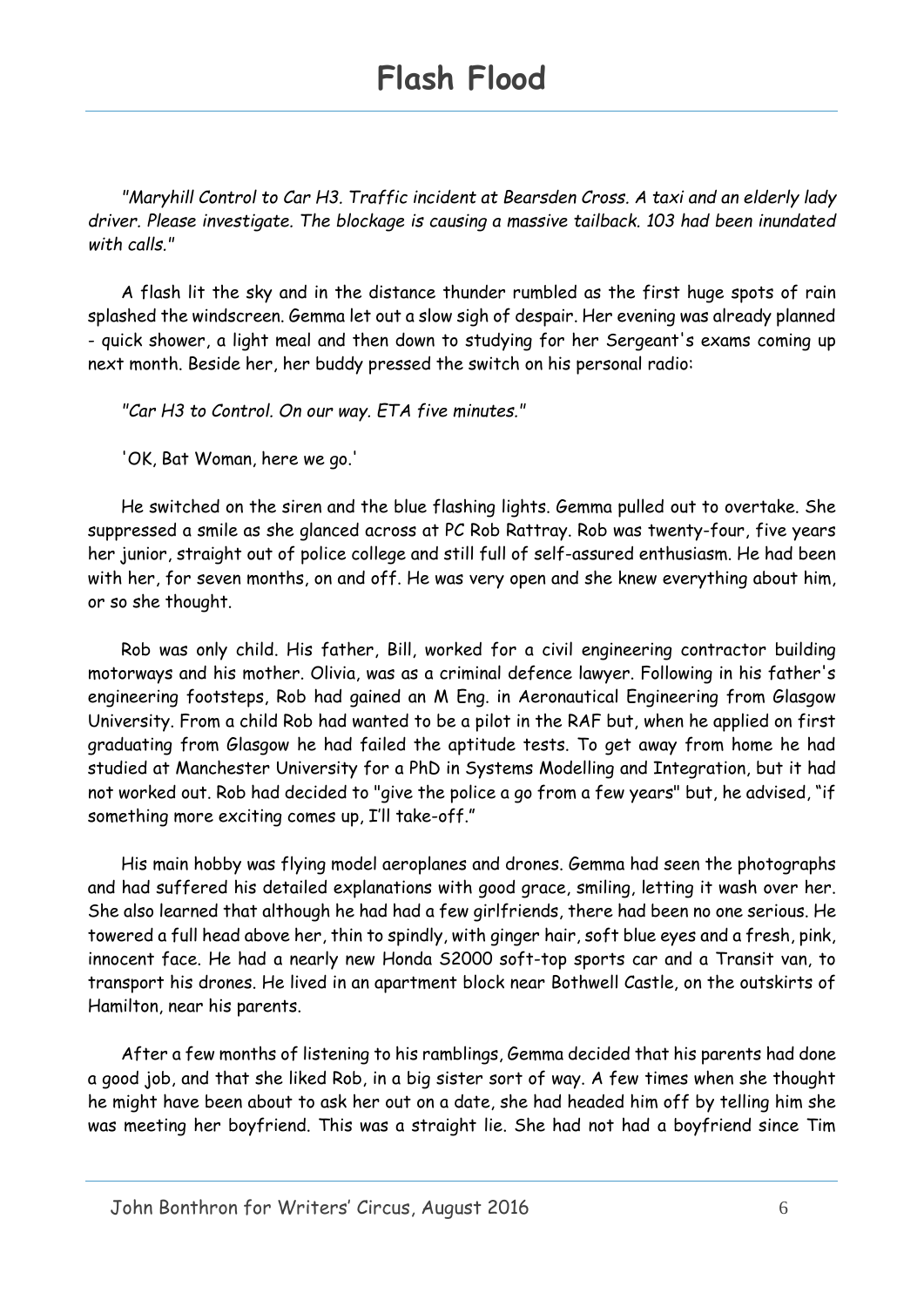# Flash Flood

*"Maryhill Control to Car H3. Traffic incident at Bearsden Cross. A taxi and an elderly lady driver. Please investigate. The blockage is causing a massive tailback. 103 had been inundated with calls."*

A flash lit the sky and in the distance thunder rumbled as the first huge spots of rain splashed the windscreen. Gemma let out a slow sigh of despair. Her evening was already planned - quick shower, a light meal and then down to studying for her Sergeant's exams coming up next month. Beside her, her buddy pressed the switch on his personal radio:

*"Car H3 to Control. On our way. ETA five minutes."*

'OK, Bat Woman, here we go.'

He switched on the siren and the blue flashing lights. Gemma pulled out to overtake. She suppressed a smile as she glanced across at PC Rob Rattray. Rob was twenty-four, five years her junior, straight out of police college and still full of self-assured enthusiasm. He had been with her, for seven months, on and off. He was very open and she knew everything about him, or so she thought.

Rob was only child. His father, Bill, worked for a civil engineering contractor building motorways and his mother. Olivia, was as a criminal defence lawyer. Following in his father's engineering footsteps, Rob had gained an M Eng. in Aeronautical Engineering from Glasgow University. From a child Rob had wanted to be a pilot in the RAF but, when he applied on first graduating from Glasgow he had failed the aptitude tests. To get away from home he had studied at Manchester University for a PhD in Systems Modelling and Integration, but it had not worked out. Rob had decided to "give the police a go from a few years" but, he advised, "if something more exciting comes up, I'll take-off."

His main hobby was flying model aeroplanes and drones. Gemma had seen the photographs and had suffered his detailed explanations with good grace, smiling, letting it wash over her. She also learned that although he had had a few girlfriends, there had been no one serious. He towered a full head above her, thin to spindly, with ginger hair, soft blue eyes and a fresh, pink, innocent face. He had a nearly new Honda S2000 soft-top sports car and a Transit van, to transport his drones. He lived in an apartment block near Bothwell Castle, on the outskirts of Hamilton, near his parents.

After a few months of listening to his ramblings, Gemma decided that his parents had done a good job, and that she liked Rob, in a big sister sort of way. A few times when she thought he might have been about to ask her out on a date, she had headed him off by telling him she was meeting her boyfriend. This was a straight lie. She had not had a boyfriend since Tim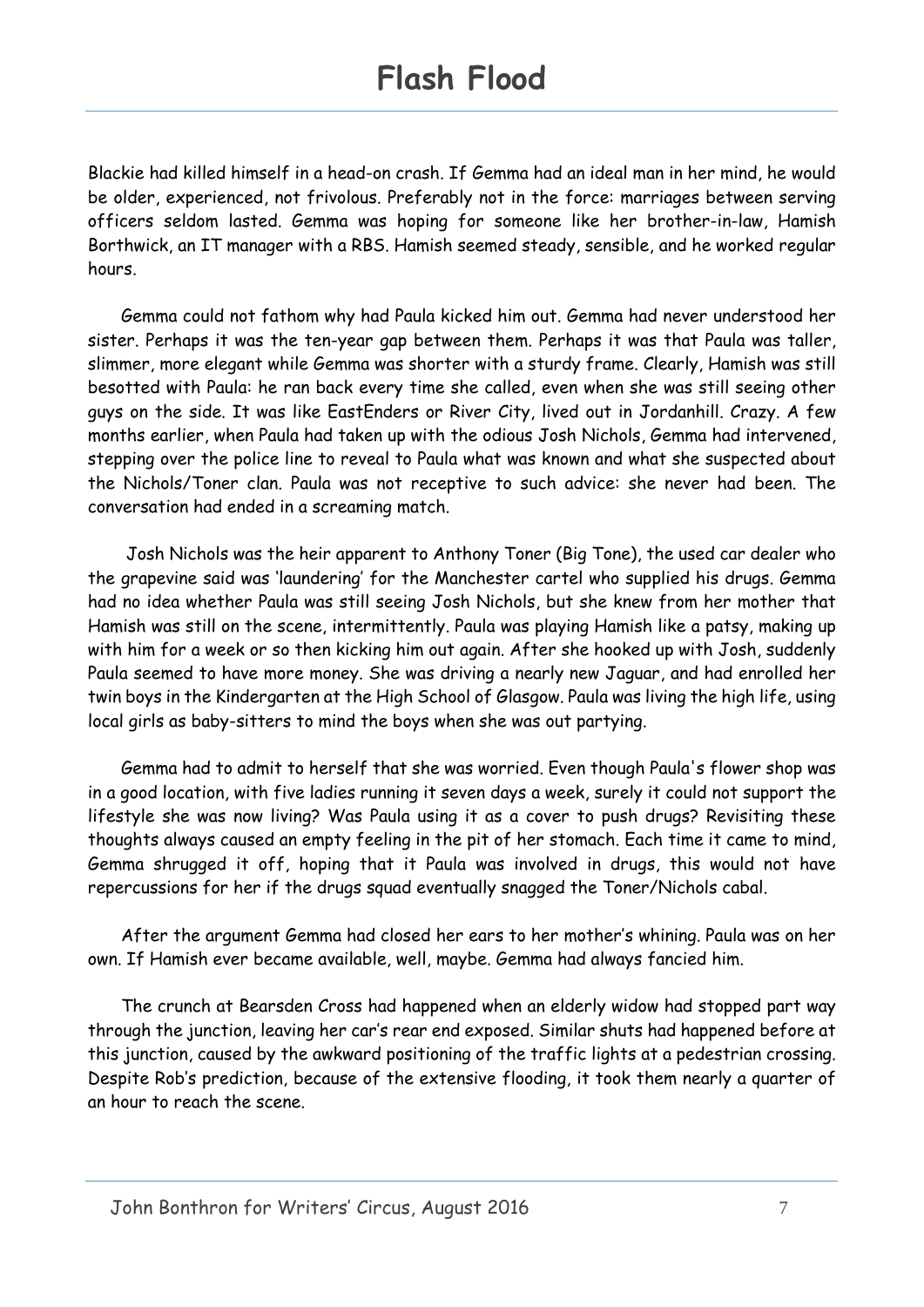Blackie had killed himself in a head-on crash. If Gemma had an ideal man in her mind, he would be older, experienced, not frivolous. Preferably not in the force: marriages between serving officers seldom lasted. Gemma was hoping for someone like her brother-in-law, Hamish Borthwick, an IT manager with a RBS. Hamish seemed steady, sensible, and he worked regular hours.

Gemma could not fathom why had Paula kicked him out. Gemma had never understood her sister. Perhaps it was the ten-year gap between them. Perhaps it was that Paula was taller, slimmer, more elegant while Gemma was shorter with a sturdy frame. Clearly, Hamish was still besotted with Paula: he ran back every time she called, even when she was still seeing other guys on the side. It was like EastEnders or River City, lived out in Jordanhill. Crazy. A few months earlier, when Paula had taken up with the odious Josh Nichols, Gemma had intervened, stepping over the police line to reveal to Paula what was known and what she suspected about the Nichols/Toner clan. Paula was not receptive to such advice: she never had been. The conversation had ended in a screaming match.

Josh Nichols was the heir apparent to Anthony Toner (Big Tone), the used car dealer who the grapevine said was 'laundering' for the Manchester cartel who supplied his drugs. Gemma had no idea whether Paula was still seeing Josh Nichols, but she knew from her mother that Hamish was still on the scene, intermittently. Paula was playing Hamish like a patsy, making up with him for a week or so then kicking him out again. After she hooked up with Josh, suddenly Paula seemed to have more money. She was driving a nearly new Jaguar, and had enrolled her twin boys in the Kindergarten at the High School of Glasgow. Paula was living the high life, using local girls as baby-sitters to mind the boys when she was out partying.

Gemma had to admit to herself that she was worried. Even though Paula's flower shop was in a good location, with five ladies running it seven days a week, surely it could not support the lifestyle she was now living? Was Paula using it as a cover to push drugs? Revisiting these thoughts always caused an empty feeling in the pit of her stomach. Each time it came to mind, Gemma shrugged it off, hoping that it Paula was involved in drugs, this would not have repercussions for her if the drugs squad eventually snagged the Toner/Nichols cabal.

After the argument Gemma had closed her ears to her mother's whining. Paula was on her own. If Hamish ever became available, well, maybe. Gemma had always fancied him.

The crunch at Bearsden Cross had happened when an elderly widow had stopped part way through the junction, leaving her car's rear end exposed. Similar shuts had happened before at this junction, caused by the awkward positioning of the traffic lights at a pedestrian crossing. Despite Rob's prediction, because of the extensive flooding, it took them nearly a quarter of an hour to reach the scene.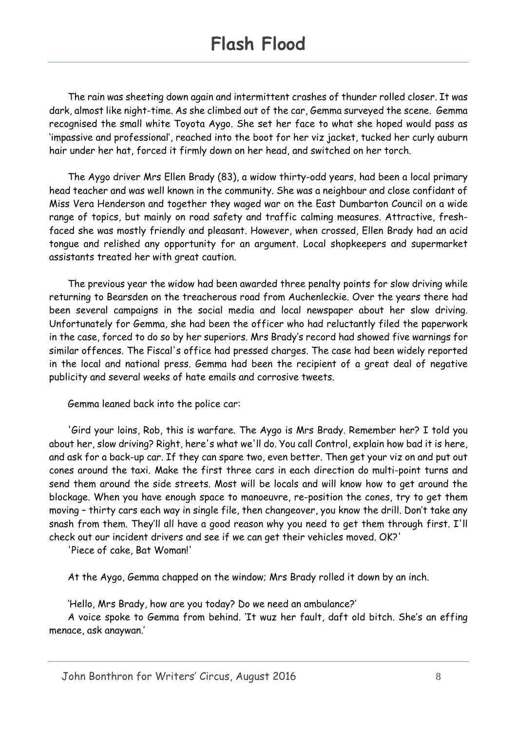# Flash Flood

The rain was sheeting down again and intermittent crashes of thunder rolled closer. It was dark, almost like night-time. As she climbed out of the car, Gemma surveyed the scene. Gemma recognised the small white Toyota Aygo. She set her face to what she hoped would pass as 'impassive and professional', reached into the boot for her viz jacket, tucked her curly auburn hair under her hat, forced it firmly down on her head, and switched on her torch.

The Aygo driver Mrs Ellen Brady (83), a widow thirty-odd years, had been a local primary head teacher and was well known in the community. She was a neighbour and close confidant of Miss Vera Henderson and together they waged war on the East Dumbarton Council on a wide range of topics, but mainly on road safety and traffic calming measures. Attractive, fresh-faced she was mostly friendly and pleasant. However, when crossed, Ellen Brady had an acid tongue and relished any opportunity for an argument. Local shopkeepers and supermarket assistants treated her with great caution.

The previous year the widow had been awarded three penalty points for slow driving while returning to Bearsden on the treacherous road from Auchenleckie. Over the years there had been several campaigns in the social media and local newspaper about her slow driving. Unfortunately for Gemma, she had been the officer who had reluctantly filed the paperwork in the case, forced to do so by her superiors. Mrs Brady's record had showed five warnings for similar offences. The Fiscal's office had pressed charges. The case had been widely reported in the local and national press. Gemma had been the recipient of a great deal of negative publicity and several weeks of hate emails and corrosive tweets.

Gemma leaned back into the police car:

'Gird your loins, Rob, this is warfare. The Aygo is Mrs Brady. Remember her? I told you about her, slow driving? Right, here's what we'll do. You call Control, explain how bad it is here, and ask for a back-up car. If they can spare two, even better. Then get your viz on and put out cones around the taxi. Make the first three cars in each direction do multi-point turns and send them around the side streets. Most will be locals and will know how to get around the blockage. When you have enough space to manoeuvre, re-position the cones, try to get them moving – thirty cars each way in single file, then changeover, you know the drill. Don't take any snash from them. They'll all have a good reason why you need to get them through first. I'll check out our incident drivers and see if we can get their vehicles moved. OK?'

'Piece of cake, Bat Woman!'

At the Aygo, Gemma chapped on the window; Mrs Brady rolled it down by an inch.

'Hello, Mrs Brady, how are you today? Do we need an ambulance?'

A voice spoke to Gemma from behind. 'It wuz her fault, daft old bitch. She's an effing menace, ask anaywan.'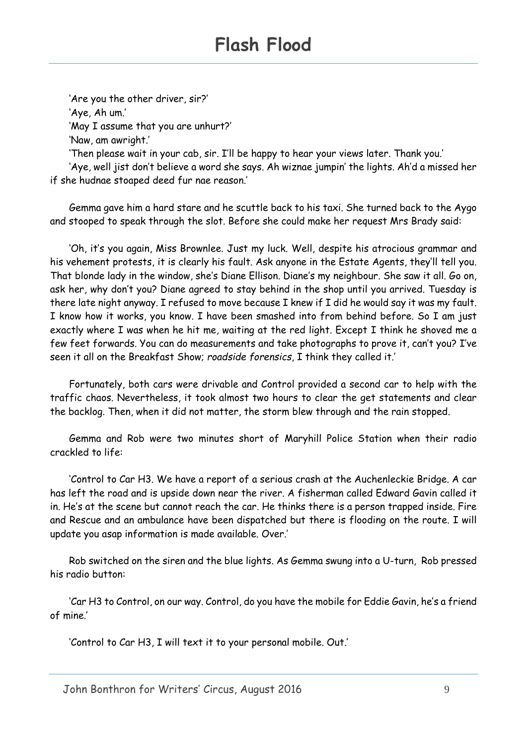'Are you the other driver, sir?'

'Aye, Ah um.'

'May I assume that you are unhurt?'

'Naw, am awright.'

'Then please wait in your cab, sir. I'll be happy to hear your views later. Thank you.'

'Aye, well jist don't believe a word she says. Ah wiznae jumpin' the lights. Ah'd a missed her if she hudnae stoaped deed fur nae reason.'

Gemma gave him a hard stare and he scuttle back to his taxi. She turned back to the Aygo and stooped to speak through the slot. Before she could make her request Mrs Brady said:

'Oh, it's you again, Miss Brownlee. Just my luck. Well, despite his atrocious grammar and his vehement protests, it is clearly his fault. Ask anyone in the Estate Agents, they'll tell you. That blonde lady in the window, she's Diane Ellison. Diane's my neighbour. She saw it all. Go on, ask her, why don't you? Diane agreed to stay behind in the shop until you arrived. Tuesday is there late night anyway. I refused to move because I knew if I did he would say it was my fault. I know how it works, you know. I have been smashed into from behind before. So I am just exactly where I was when he hit me, waiting at the red light. Except I think he shoved me a few feet forwards. You can do measurements and take photographs to prove it, can't you? I've seen it all on the Breakfast Show; *roadside forensics*, I think they called it.'

Fortunately, both cars were drivable and Control provided a second car to help with the traffic chaos. Nevertheless, it took almost two hours to clear the get statements and clear the backlog. Then, when it did not matter, the storm blew through and the rain stopped.

Gemma and Rob were two minutes short of Maryhill Police Station when their radio crackled to life:

'Control to Car H3. We have a report of a serious crash at the Auchenleckie Bridge. A car has left the road and is upside down near the river. A fisherman called Edward Gavin called it in. He's at the scene but cannot reach the car. He thinks there is a person trapped inside. Fire and Rescue and an ambulance have been dispatched but there is flooding on the route. I will update you asap information is made available. Over.'

Rob switched on the siren and the blue lights. As Gemma swung into a U-turn, Rob pressed his radio button:

'Car H3 to Control, on our way. Control, do you have the mobile for Eddie Gavin, he's a friend of mine.'

'Control to Car H3, I will text it to your personal mobile. Out.'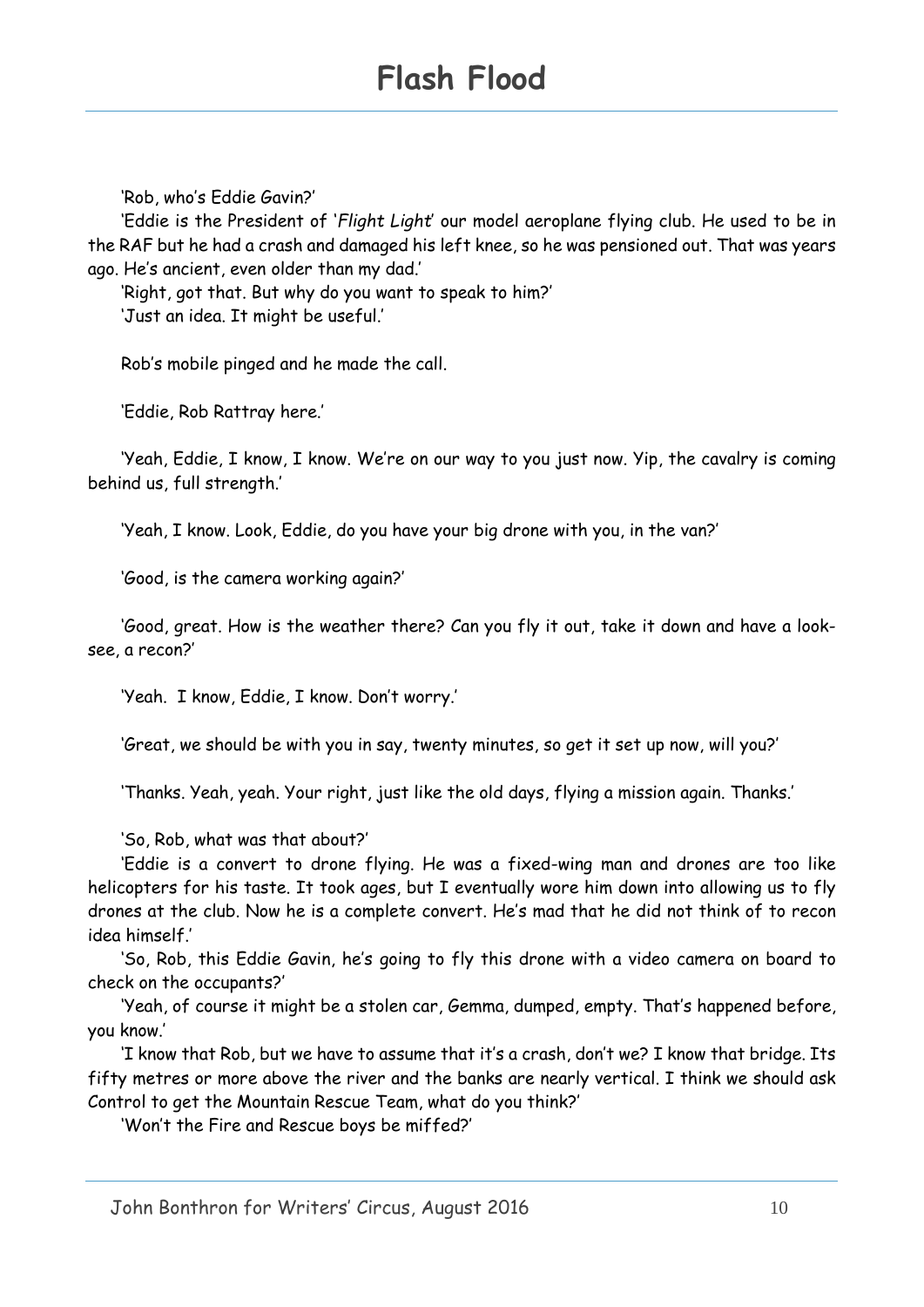# Flash Flood

'Rob, who's Eddie Gavin?'

'Eddie is the President of '*Flight Light*' our model aeroplane flying club. He used to be in the RAF but he had a crash and damaged his left knee, so he was pensioned out. That was years ago. He's ancient, even older than my dad.'

'Right, got that. But why do you want to speak to him?'

'Just an idea. It might be useful.'

Rob's mobile pinged and he made the call.

'Eddie, Rob Rattray here.'

'Yeah, Eddie, I know, I know. We're on our way to you just now. Yip, the cavalry is coming behind us, full strength.'

'Yeah, I know. Look, Eddie, do you have your big drone with you, in the van?'

'Good, is the camera working again?'

'Good, great. How is the weather there? Can you fly it out, take it down and have a look-see, a recon?'

'Yeah. I know, Eddie, I know. Don't worry.'

'Great, we should be with you in say, twenty minutes, so get it set up now, will you?'

'Thanks. Yeah, yeah. Your right, just like the old days, flying a mission again. Thanks.'

'So, Rob, what was that about?'

'Eddie is a convert to drone flying. He was a fixed-wing man and drones are too like helicopters for his taste. It took ages, but I eventually wore him down into allowing us to fly drones at the club. Now he is a complete convert. He's mad that he did not think of to recon idea himself.'

'So, Rob, this Eddie Gavin, he's going to fly this drone with a video camera on board to check on the occupants?'

'Yeah, of course it might be a stolen car, Gemma, dumped, empty. That's happened before, you know.'

'I know that Rob, but we have to assume that it's a crash, don't we? I know that bridge. Its fifty metres or more above the river and the banks are nearly vertical. I think we should ask Control to get the Mountain Rescue Team, what do you think?'

'Won't the Fire and Rescue boys be miffed?'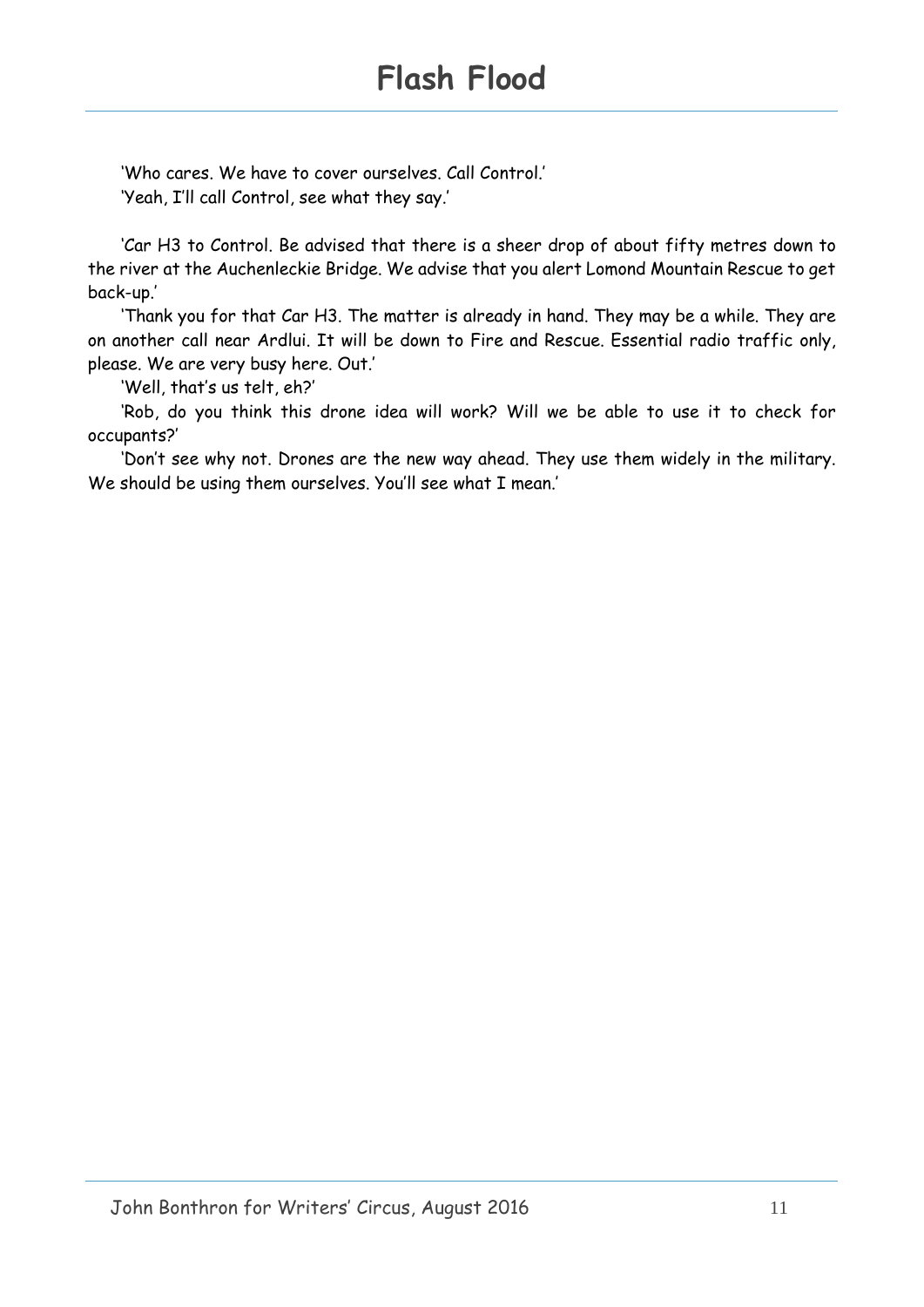'Who cares. We have to cover ourselves. Call Control.'

'Yeah, I'll call Control, see what they say.'

'Car H3 to Control. Be advised that there is a sheer drop of about fifty metres down to the river at the Auchenleckie Bridge. We advise that you alert Lomond Mountain Rescue to get back-up.'

'Thank you for that Car H3. The matter is already in hand. They may be a while. They are on another call near Ardlui. It will be down to Fire and Rescue. Essential radio traffic only, please. We are very busy here. Out.'

'Well, that's us telt, eh?'

'Rob, do you think this drone idea will work? Will we be able to use it to check for occupants?'

'Don't see why not. Drones are the new way ahead. They use them widely in the military. We should be using them ourselves. You'll see what I mean.'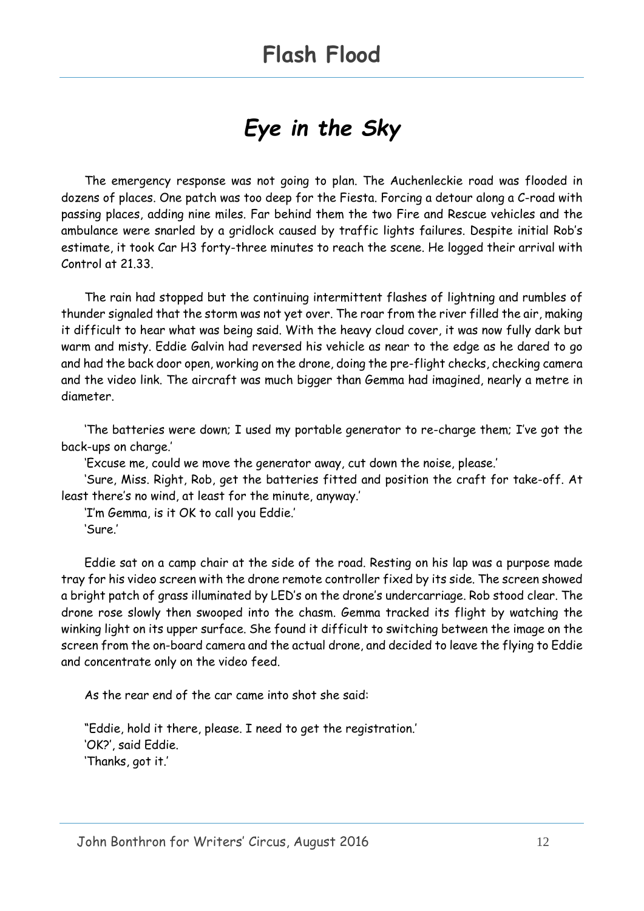## *Eye in the Sky*

The emergency response was not going to plan. The Auchenleckie road was flooded in dozens of places. One patch was too deep for the Fiesta. Forcing a detour along a C-road with passing places, adding nine miles. Far behind them the two Fire and Rescue vehicles and the ambulance were snarled by a gridlock caused by traffic lights failures. Despite initial Rob's estimate, it took Car H3 forty-three minutes to reach the scene. He logged their arrival with Control at 21.33.

The rain had stopped but the continuing intermittent flashes of lightning and rumbles of thunder signaled that the storm was not yet over. The roar from the river filled the air, making it difficult to hear what was being said. With the heavy cloud cover, it was now fully dark but warm and misty. Eddie Galvin had reversed his vehicle as near to the edge as he dared to go and had the back door open, working on the drone, doing the pre-flight checks, checking camera and the video link. The aircraft was much bigger than Gemma had imagined, nearly a metre in diameter.

'The batteries were down; I used my portable generator to re-charge them; I've got the back-ups on charge.'

'Excuse me, could we move the generator away, cut down the noise, please.'

'Sure, Miss. Right, Rob, get the batteries fitted and position the craft for take-off. At least there's no wind, at least for the minute, anyway.'

'I'm Gemma, is it OK to call you Eddie.'

'Sure.'

Eddie sat on a camp chair at the side of the road. Resting on his lap was a purpose made tray for his video screen with the drone remote controller fixed by its side. The screen showed a bright patch of grass illuminated by LED's on the drone's undercarriage. Rob stood clear. The drone rose slowly then swooped into the chasm. Gemma tracked its flight by watching the winking light on its upper surface. She found it difficult to switching between the image on the screen from the on-board camera and the actual drone, and decided to leave the flying to Eddie and concentrate only on the video feed.

As the rear end of the car came into shot she said:

"Eddie, hold it there, please. I need to get the registration.'

'OK?', said Eddie.

'Thanks, got it.'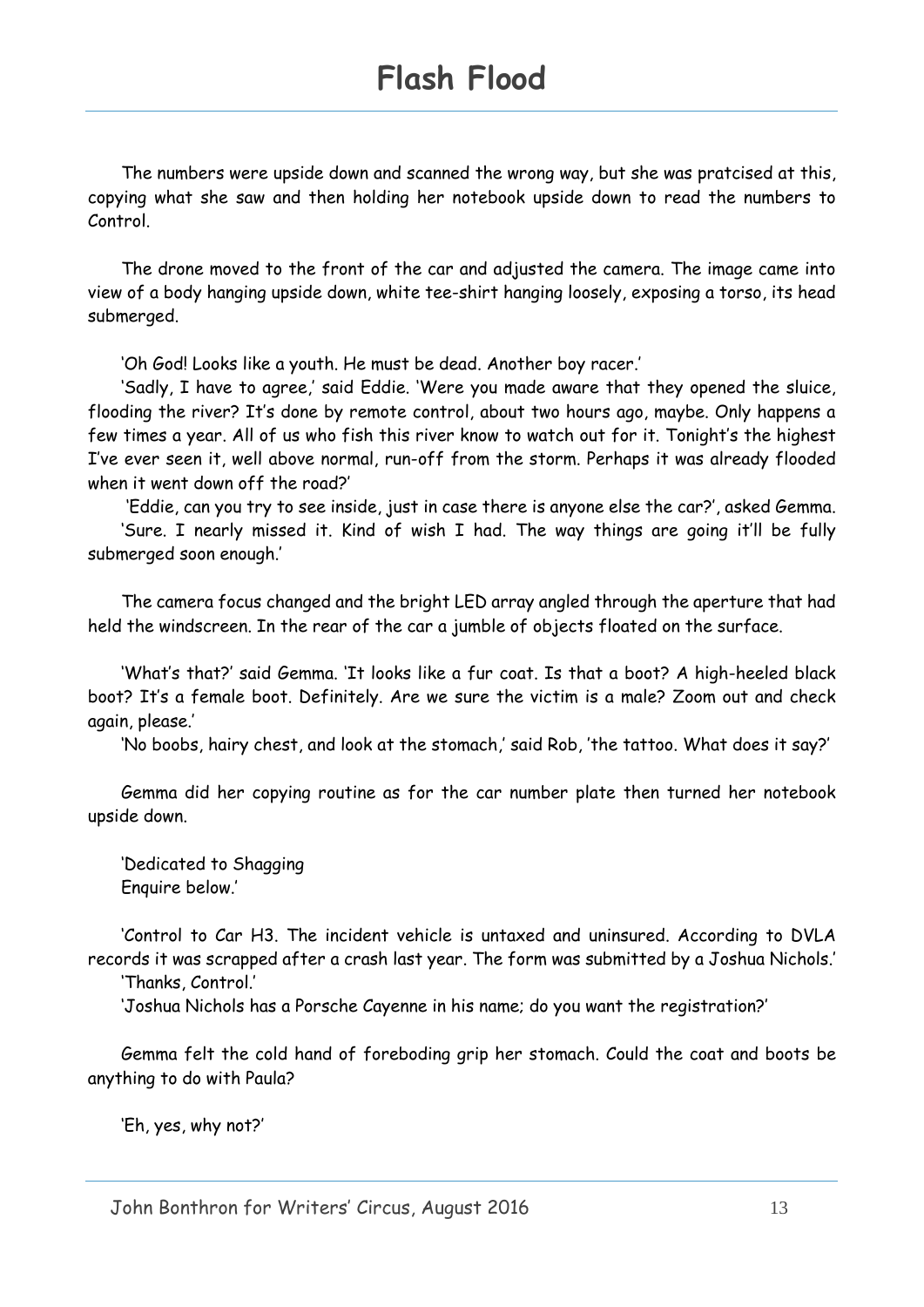The numbers were upside down and scanned the wrong way, but she was pratcised at this, copying what she saw and then holding her notebook upside down to read the numbers to Control.

The drone moved to the front of the car and adjusted the camera. The image came into view of a body hanging upside down, white tee-shirt hanging loosely, exposing a torso, its head submerged.

'Oh God! Looks like a youth. He must be dead. Another boy racer.'

'Sadly, I have to agree,' said Eddie. 'Were you made aware that they opened the sluice, flooding the river? It's done by remote control, about two hours ago, maybe. Only happens a few times a year. All of us who fish this river know to watch out for it. Tonight's the highest I've ever seen it, well above normal, run-off from the storm. Perhaps it was already flooded when it went down off the road?'

'Eddie, can you try to see inside, just in case there is anyone else the car?', asked Gemma.

'Sure. I nearly missed it. Kind of wish I had. The way things are going it'll be fully submerged soon enough.'

The camera focus changed and the bright LED array angled through the aperture that had held the windscreen. In the rear of the car a jumble of objects floated on the surface.

'What's that?' said Gemma. 'It looks like a fur coat. Is that a boot? A high-heeled black boot? It's a female boot. Definitely. Are we sure the victim is a male? Zoom out and check again, please.'

'No boobs, hairy chest, and look at the stomach,' said Rob, 'the tattoo. What does it say?'

Gemma did her copying routine as for the car number plate then turned her notebook upside down.

'Dedicated to Shagging
Enquire below.'

'Control to Car H3. The incident vehicle is untaxed and uninsured. According to DVLA records it was scrapped after a crash last year. The form was submitted by a Joshua Nichols.'

'Thanks, Control.'

'Joshua Nichols has a Porsche Cayenne in his name; do you want the registration?'

Gemma felt the cold hand of foreboding grip her stomach. Could the coat and boots be anything to do with Paula?

'Eh, yes, why not?'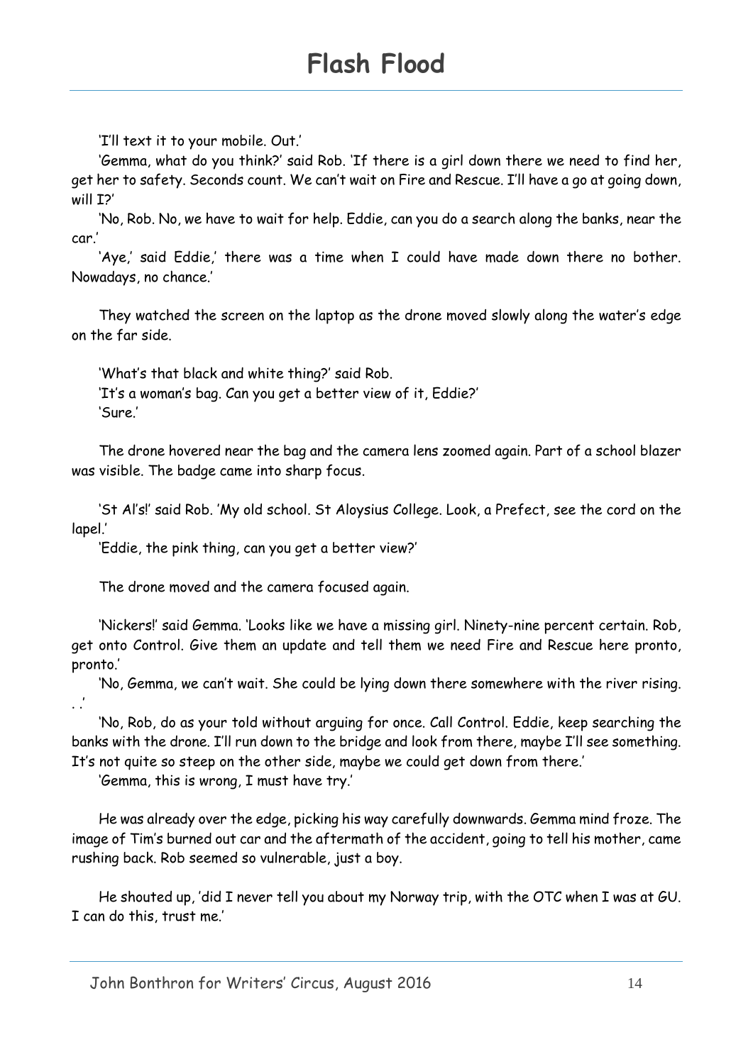'I'll text it to your mobile. Out.'

'Gemma, what do you think?' said Rob. 'If there is a girl down there we need to find her, get her to safety. Seconds count. We can't wait on Fire and Rescue. I'll have a go at going down, will I?'

'No, Rob. No, we have to wait for help. Eddie, can you do a search along the banks, near the car.'

'Aye,' said Eddie,' there was a time when I could have made down there no bother. Nowadays, no chance.'

They watched the screen on the laptop as the drone moved slowly along the water's edge on the far side.

'What's that black and white thing?' said Rob.
'It's a woman's bag. Can you get a better view of it, Eddie?'
'Sure.'

The drone hovered near the bag and the camera lens zoomed again. Part of a school blazer was visible. The badge came into sharp focus.

'St Al's!' said Rob. 'My old school. St Aloysius College. Look, a Prefect, see the cord on the lapel.'
'Eddie, the pink thing, can you get a better view?'

The drone moved and the camera focused again.

'Nickers!' said Gemma. 'Looks like we have a missing girl. Ninety-nine percent certain. Rob, get onto Control. Give them an update and tell them we need Fire and Rescue here pronto, pronto.'

'No, Gemma, we can't wait. She could be lying down there somewhere with the river rising. . .'

'No, Rob, do as your told without arguing for once. Call Control. Eddie, keep searching the banks with the drone. I'll run down to the bridge and look from there, maybe I'll see something. It's not quite so steep on the other side, maybe we could get down from there.'

'Gemma, this is wrong, I must have try.'

He was already over the edge, picking his way carefully downwards. Gemma mind froze. The image of Tim's burned out car and the aftermath of the accident, going to tell his mother, came rushing back. Rob seemed so vulnerable, just a boy.

He shouted up, 'did I never tell you about my Norway trip, with the OTC when I was at GU. I can do this, trust me.'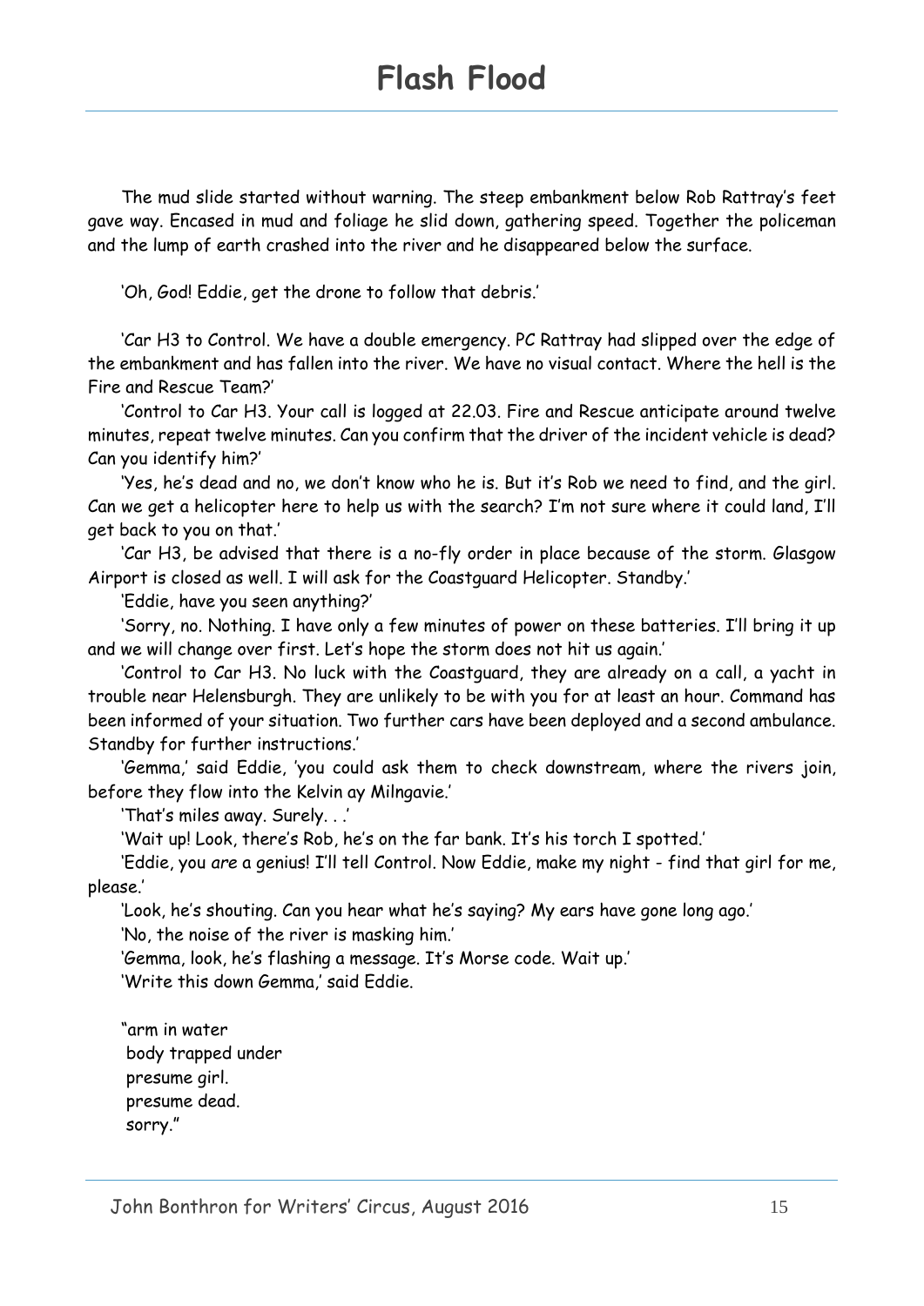# Flash Flood

The mud slide started without warning. The steep embankment below Rob Rattray's feet gave way. Encased in mud and foliage he slid down, gathering speed. Together the policeman and the lump of earth crashed into the river and he disappeared below the surface.

'Oh, God! Eddie, get the drone to follow that debris.'

'Car H3 to Control. We have a double emergency. PC Rattray had slipped over the edge of the embankment and has fallen into the river. We have no visual contact. Where the hell is the Fire and Rescue Team?'

'Control to Car H3. Your call is logged at 22.03. Fire and Rescue anticipate around twelve minutes, repeat twelve minutes. Can you confirm that the driver of the incident vehicle is dead? Can you identify him?'

'Yes, he's dead and no, we don't know who he is. But it's Rob we need to find, and the girl. Can we get a helicopter here to help us with the search? I'm not sure where it could land, I'll get back to you on that.'

'Car H3, be advised that there is a no-fly order in place because of the storm. Glasgow Airport is closed as well. I will ask for the Coastguard Helicopter. Standby.'

'Eddie, have you seen anything?'

'Sorry, no. Nothing. I have only a few minutes of power on these batteries. I'll bring it up and we will change over first. Let's hope the storm does not hit us again.'

'Control to Car H3. No luck with the Coastguard, they are already on a call, a yacht in trouble near Helensburgh. They are unlikely to be with you for at least an hour. Command has been informed of your situation. Two further cars have been deployed and a second ambulance. Standby for further instructions.'

'Gemma,' said Eddie, 'you could ask them to check downstream, where the rivers join, before they flow into the Kelvin ay Milngavie.'

'That's miles away. Surely. . .'

'Wait up! Look, there's Rob, he's on the far bank. It's his torch I spotted.'

'Eddie, you *are* a genius! I'll tell Control. Now Eddie, make my night - find that girl for me, please.'

'Look, he's shouting. Can you hear what he's saying? My ears have gone long ago.'

'No, the noise of the river is masking him.'

'Gemma, look, he's flashing a message. It's Morse code. Wait up.'

'Write this down Gemma,' said Eddie.

"arm in water
body trapped under
presume girl.
presume dead.
sorry."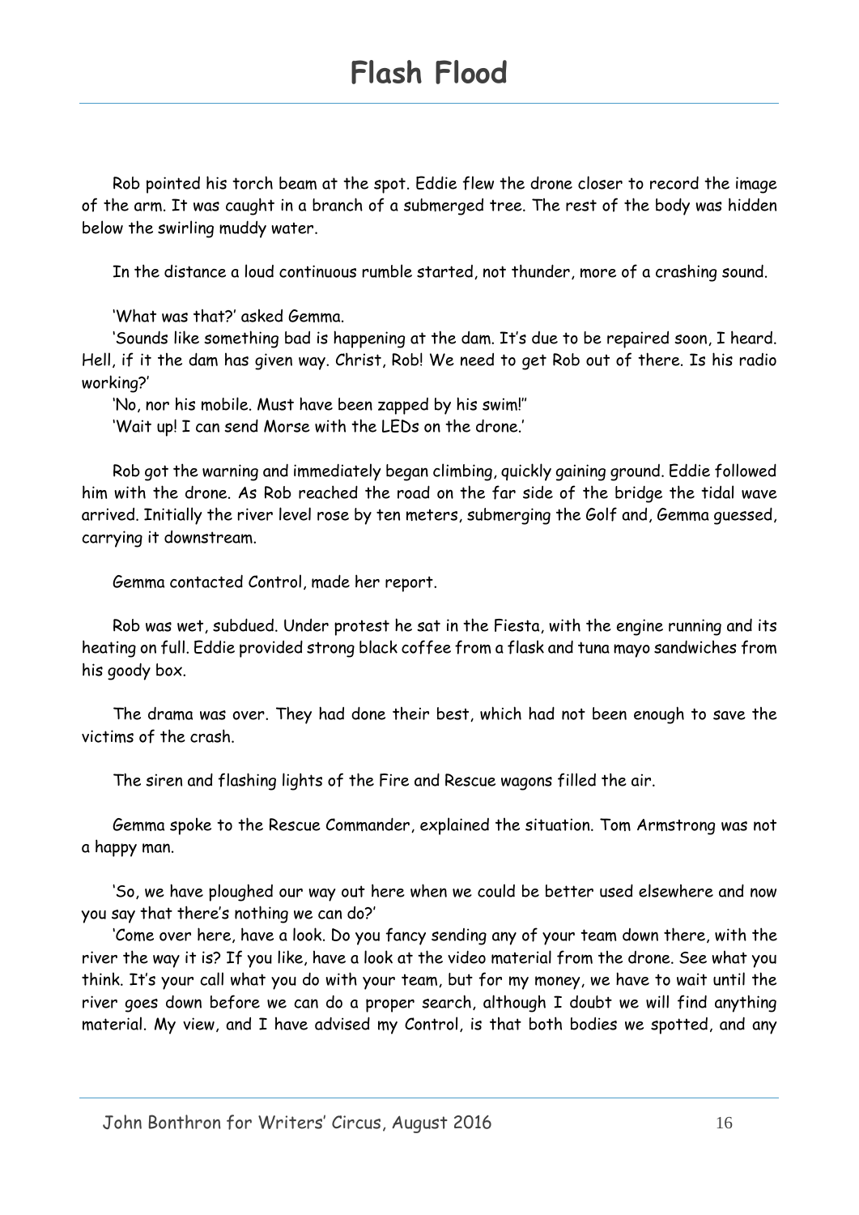Rob pointed his torch beam at the spot. Eddie flew the drone closer to record the image of the arm. It was caught in a branch of a submerged tree. The rest of the body was hidden below the swirling muddy water.

In the distance a loud continuous rumble started, not thunder, more of a crashing sound.

'What was that?' asked Gemma.

'Sounds like something bad is happening at the dam. It's due to be repaired soon, I heard. Hell, if it the dam has given way. Christ, Rob! We need to get Rob out of there. Is his radio working?'

'No, nor his mobile. Must have been zapped by his swim!''

'Wait up! I can send Morse with the LEDs on the drone.'

Rob got the warning and immediately began climbing, quickly gaining ground. Eddie followed him with the drone. As Rob reached the road on the far side of the bridge the tidal wave arrived. Initially the river level rose by ten meters, submerging the Golf and, Gemma guessed, carrying it downstream.

Gemma contacted Control, made her report.

Rob was wet, subdued. Under protest he sat in the Fiesta, with the engine running and its heating on full. Eddie provided strong black coffee from a flask and tuna mayo sandwiches from his goody box.

The drama was over. They had done their best, which had not been enough to save the victims of the crash.

The siren and flashing lights of the Fire and Rescue wagons filled the air.

Gemma spoke to the Rescue Commander, explained the situation. Tom Armstrong was not a happy man.

'So, we have ploughed our way out here when we could be better used elsewhere and now you say that there's nothing we can do?'

'Come over here, have a look. Do you fancy sending any of your team down there, with the river the way it is? If you like, have a look at the video material from the drone. See what you think. It's your call what you do with your team, but for my money, we have to wait until the river goes down before we can do a proper search, although I doubt we will find anything material. My view, and I have advised my Control, is that both bodies we spotted, and any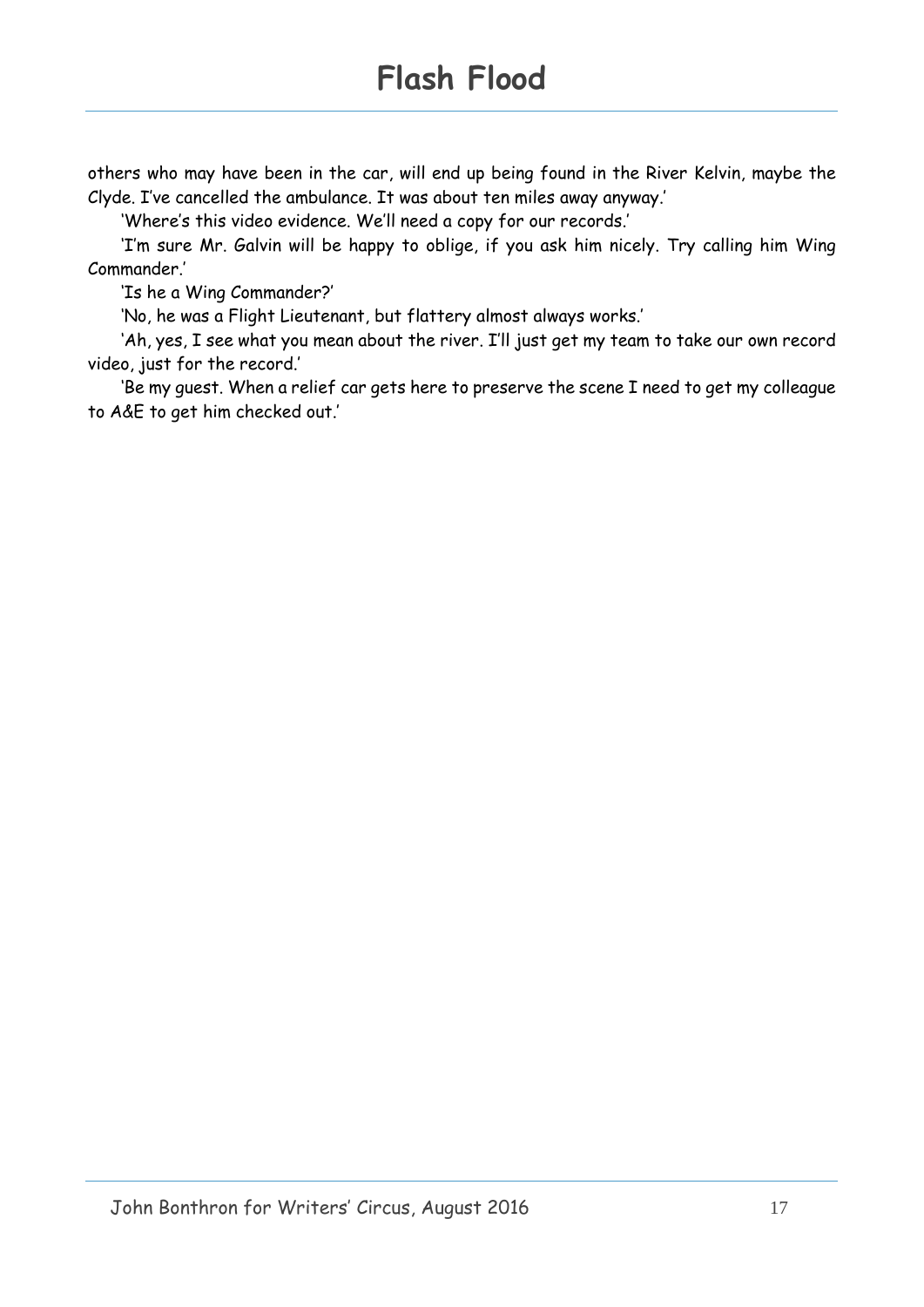others who may have been in the car, will end up being found in the River Kelvin, maybe the Clyde. I've cancelled the ambulance. It was about ten miles away anyway.'

'Where's this video evidence. We'll need a copy for our records.'

'I'm sure Mr. Galvin will be happy to oblige, if you ask him nicely. Try calling him Wing Commander.'

'Is he a Wing Commander?'

'No, he was a Flight Lieutenant, but flattery almost always works.'

'Ah, yes, I see what you mean about the river. I'll just get my team to take our own record video, just for the record.'

'Be my guest. When a relief car gets here to preserve the scene I need to get my colleague to A&E to get him checked out.'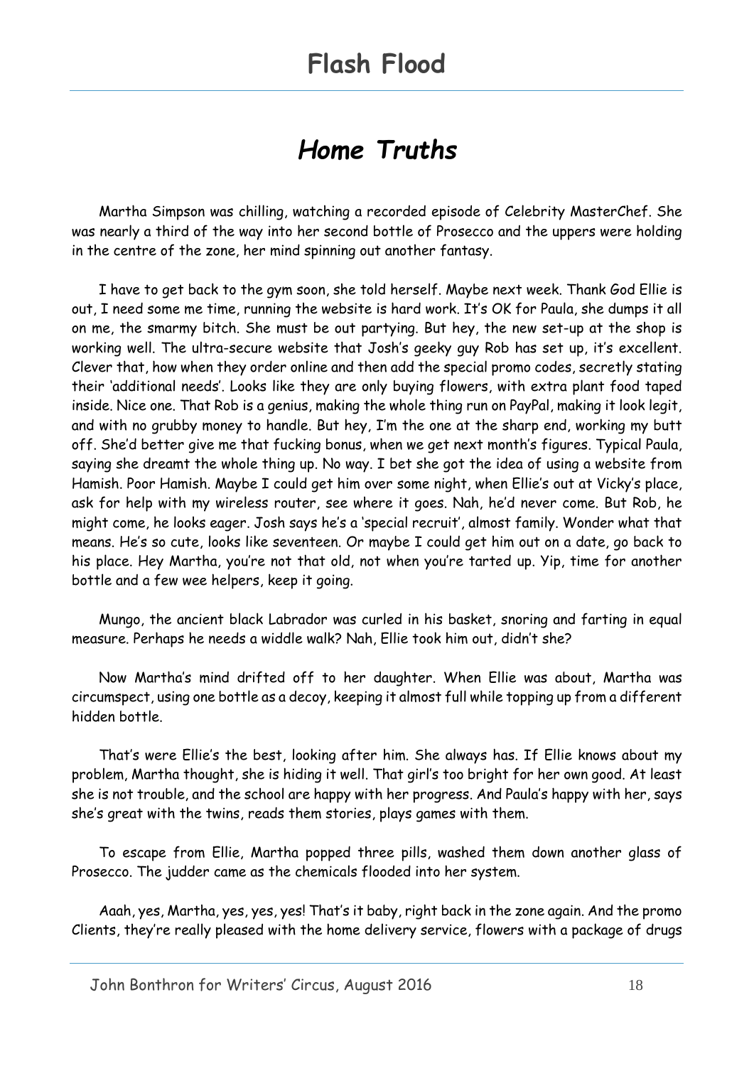## *Home Truths*

Martha Simpson was chilling, watching a recorded episode of Celebrity MasterChef. She was nearly a third of the way into her second bottle of Prosecco and the uppers were holding in the centre of the zone, her mind spinning out another fantasy.

I have to get back to the gym soon, she told herself. Maybe next week. Thank God Ellie is out, I need some me time, running the website is hard work. It's OK for Paula, she dumps it all on me, the smarmy bitch. She must be out partying. But hey, the new set-up at the shop is working well. The ultra-secure website that Josh's geeky guy Rob has set up, it's excellent. Clever that, how when they order online and then add the special promo codes, secretly stating their 'additional needs'. Looks like they are only buying flowers, with extra plant food taped inside. Nice one. That Rob is a genius, making the whole thing run on PayPal, making it look legit, and with no grubby money to handle. But hey, I'm the one at the sharp end, working my butt off. She'd better give me that fucking bonus, when we get next month's figures. Typical Paula, saying she dreamt the whole thing up. No way. I bet she got the idea of using a website from Hamish. Poor Hamish. Maybe I could get him over some night, when Ellie's out at Vicky's place, ask for help with my wireless router, see where it goes. Nah, he'd never come. But Rob, he might come, he looks eager. Josh says he's a 'special recruit', almost family. Wonder what that means. He's so cute, looks like seventeen. Or maybe I could get him out on a date, go back to his place. Hey Martha, you're not that old, not when you're tarted up. Yip, time for another bottle and a few wee helpers, keep it going.

Mungo, the ancient black Labrador was curled in his basket, snoring and farting in equal measure. Perhaps he needs a widdle walk? Nah, Ellie took him out, didn't she?

Now Martha's mind drifted off to her daughter. When Ellie was about, Martha was circumspect, using one bottle as a decoy, keeping it almost full while topping up from a different hidden bottle.

That's were Ellie's the best, looking after him. She always has. If Ellie knows about my problem, Martha thought, she is hiding it well. That girl's too bright for her own good. At least she is not trouble, and the school are happy with her progress. And Paula's happy with her, says she's great with the twins, reads them stories, plays games with them.

To escape from Ellie, Martha popped three pills, washed them down another glass of Prosecco. The judder came as the chemicals flooded into her system.

Aaah, yes, Martha, yes, yes, yes! That's it baby, right back in the zone again. And the promo Clients, they're really pleased with the home delivery service, flowers with a package of drugs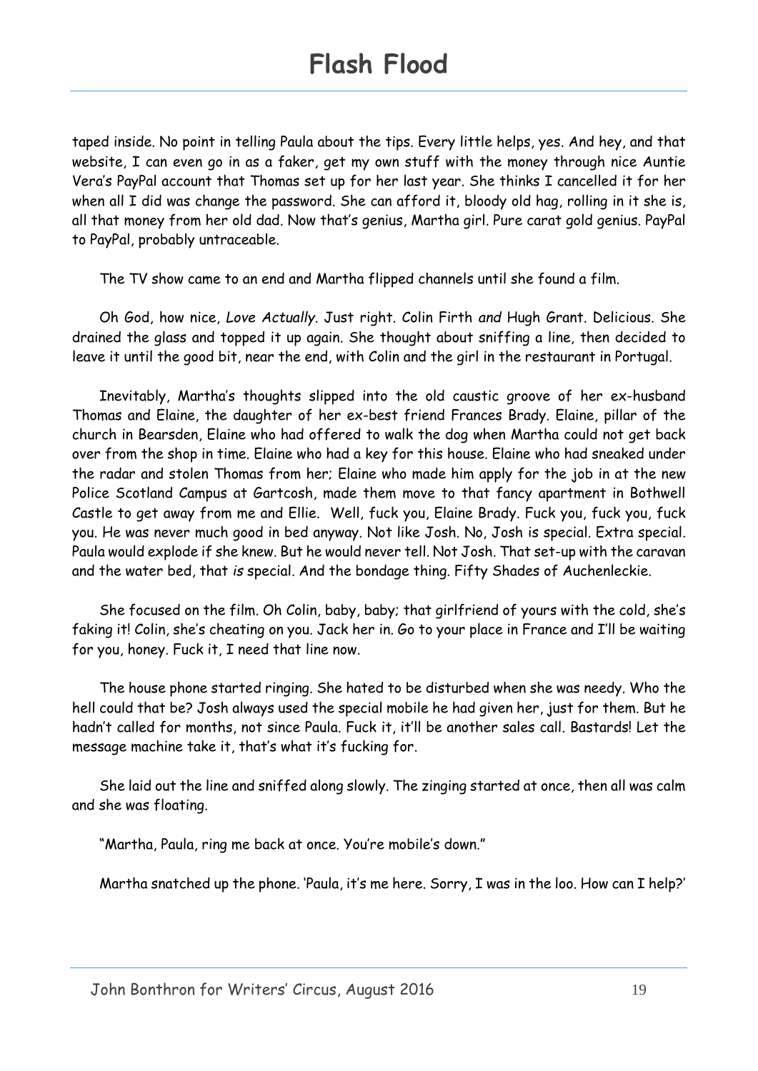taped inside. No point in telling Paula about the tips. Every little helps, yes. And hey, and that website, I can even go in as a faker, get my own stuff with the money through nice Auntie Vera's PayPal account that Thomas set up for her last year. She thinks I cancelled it for her when all I did was change the password. She can afford it, bloody old hag, rolling in it she is, all that money from her old dad. Now that's genius, Martha girl. Pure carat gold genius. PayPal to PayPal, probably untraceable.

The TV show came to an end and Martha flipped channels until she found a film.

Oh God, how nice, *Love Actually*. Just right. Colin Firth *and* Hugh Grant. Delicious. She drained the glass and topped it up again. She thought about sniffing a line, then decided to leave it until the good bit, near the end, with Colin and the girl in the restaurant in Portugal.

Inevitably, Martha's thoughts slipped into the old caustic groove of her ex-husband Thomas and Elaine, the daughter of her ex-best friend Frances Brady. Elaine, pillar of the church in Bearsden, Elaine who had offered to walk the dog when Martha could not get back over from the shop in time. Elaine who had a key for this house. Elaine who had sneaked under the radar and stolen Thomas from her; Elaine who made him apply for the job in at the new Police Scotland Campus at Gartcosh, made them move to that fancy apartment in Bothwell Castle to get away from me and Ellie. Well, fuck you, Elaine Brady. Fuck you, fuck you, fuck you. He was never much good in bed anyway. Not like Josh. No, Josh is special. Extra special. Paula would explode if she knew. But he would never tell. Not Josh. That set-up with the caravan and the water bed, that *is* special. And the bondage thing. Fifty Shades of Auchenleckie.

She focused on the film. Oh Colin, baby, baby; that girlfriend of yours with the cold, she's faking it! Colin, she's cheating on you. Jack her in. Go to your place in France and I'll be waiting for you, honey. Fuck it, I need that line now.

The house phone started ringing. She hated to be disturbed when she was needy. Who the hell could that be? Josh always used the special mobile he had given her, just for them. But he hadn't called for months, not since Paula. Fuck it, it'll be another sales call. Bastards! Let the message machine take it, that's what it's fucking for.

She laid out the line and sniffed along slowly. The zinging started at once, then all was calm and she was floating.

"Martha, Paula, ring me back at once. You're mobile's down."

Martha snatched up the phone. 'Paula, it's me here. Sorry, I was in the loo. How can I help?'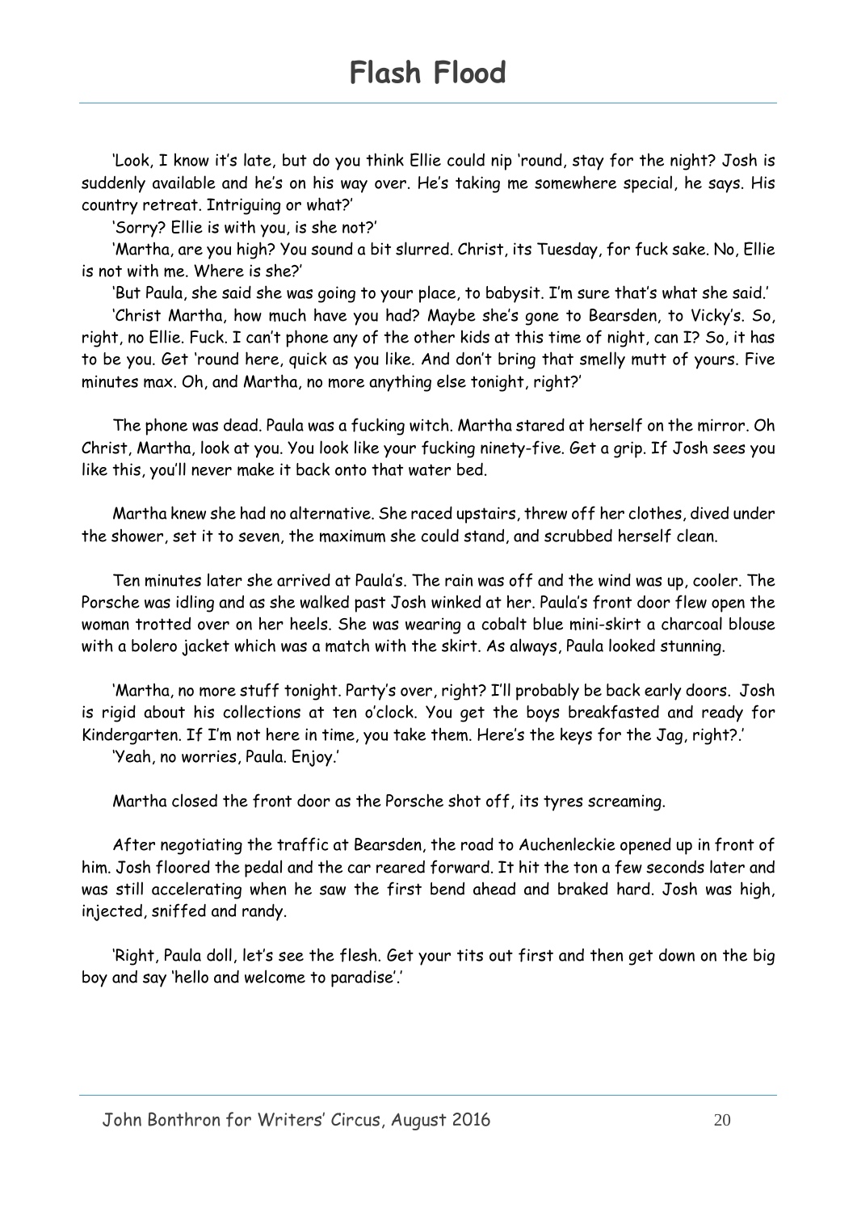# Flash Flood

'Look, I know it's late, but do you think Ellie could nip 'round, stay for the night? Josh is suddenly available and he's on his way over. He's taking me somewhere special, he says. His country retreat. Intriguing or what?'

'Sorry? Ellie is with you, is she not?'

'Martha, are you high? You sound a bit slurred. Christ, its Tuesday, for fuck sake. No, Ellie is not with me. Where is she?'

'But Paula, she said she was going to your place, to babysit. I'm sure that's what she said.'

'Christ Martha, how much have you had? Maybe she's gone to Bearsden, to Vicky's. So, right, no Ellie. Fuck. I can't phone any of the other kids at this time of night, can I? So, it has to be you. Get 'round here, quick as you like. And don't bring that smelly mutt of yours. Five minutes max. Oh, and Martha, no more anything else tonight, right?'

The phone was dead. Paula was a fucking witch. Martha stared at herself on the mirror. Oh Christ, Martha, look at you. You look like your fucking ninety-five. Get a grip. If Josh sees you like this, you'll never make it back onto that water bed.

Martha knew she had no alternative. She raced upstairs, threw off her clothes, dived under the shower, set it to seven, the maximum she could stand, and scrubbed herself clean.

Ten minutes later she arrived at Paula's. The rain was off and the wind was up, cooler. The Porsche was idling and as she walked past Josh winked at her. Paula's front door flew open the woman trotted over on her heels. She was wearing a cobalt blue mini-skirt a charcoal blouse with a bolero jacket which was a match with the skirt. As always, Paula looked stunning.

'Martha, no more stuff tonight. Party's over, right? I'll probably be back early doors. Josh is rigid about his collections at ten o'clock. You get the boys breakfasted and ready for Kindergarten. If I'm not here in time, you take them. Here's the keys for the Jag, right?.'

'Yeah, no worries, Paula. Enjoy.'

Martha closed the front door as the Porsche shot off, its tyres screaming.

After negotiating the traffic at Bearsden, the road to Auchenleckie opened up in front of him. Josh floored the pedal and the car reared forward. It hit the ton a few seconds later and was still accelerating when he saw the first bend ahead and braked hard. Josh was high, injected, sniffed and randy.

'Right, Paula doll, let's see the flesh. Get your tits out first and then get down on the big boy and say 'hello and welcome to paradise'.'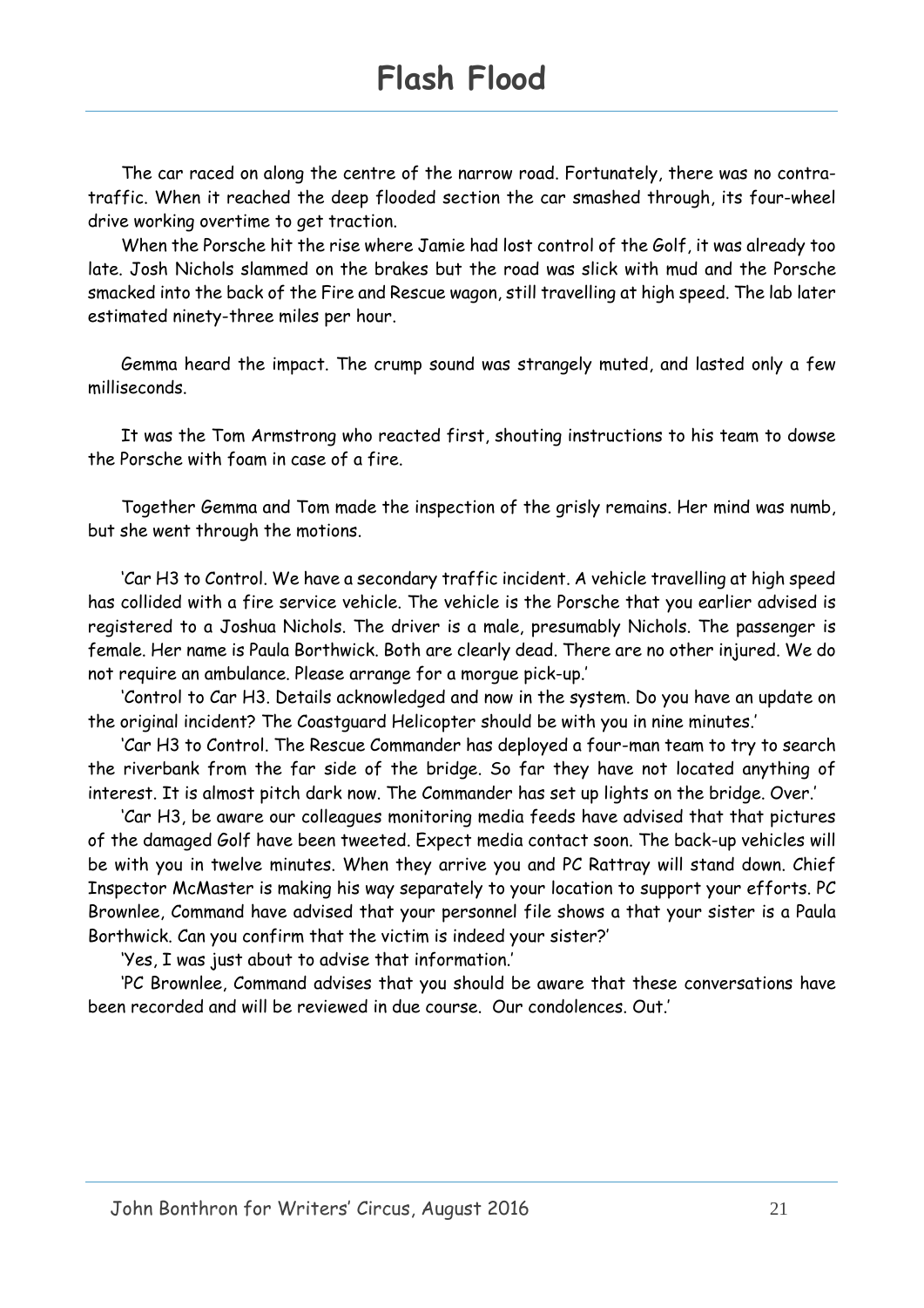# Flash Flood

The car raced on along the centre of the narrow road. Fortunately, there was no contra-traffic. When it reached the deep flooded section the car smashed through, its four-wheel drive working overtime to get traction.

When the Porsche hit the rise where Jamie had lost control of the Golf, it was already too late. Josh Nichols slammed on the brakes but the road was slick with mud and the Porsche smacked into the back of the Fire and Rescue wagon, still travelling at high speed. The lab later estimated ninety-three miles per hour.

Gemma heard the impact. The crump sound was strangely muted, and lasted only a few milliseconds.

It was the Tom Armstrong who reacted first, shouting instructions to his team to dowse the Porsche with foam in case of a fire.

Together Gemma and Tom made the inspection of the grisly remains. Her mind was numb, but she went through the motions.

'Car H3 to Control. We have a secondary traffic incident. A vehicle travelling at high speed has collided with a fire service vehicle. The vehicle is the Porsche that you earlier advised is registered to a Joshua Nichols. The driver is a male, presumably Nichols. The passenger is female. Her name is Paula Borthwick. Both are clearly dead. There are no other injured. We do not require an ambulance. Please arrange for a morgue pick-up.'

'Control to Car H3. Details acknowledged and now in the system. Do you have an update on the original incident? The Coastguard Helicopter should be with you in nine minutes.'

'Car H3 to Control. The Rescue Commander has deployed a four-man team to try to search the riverbank from the far side of the bridge. So far they have not located anything of interest. It is almost pitch dark now. The Commander has set up lights on the bridge. Over.'

'Car H3, be aware our colleagues monitoring media feeds have advised that that pictures of the damaged Golf have been tweeted. Expect media contact soon. The back-up vehicles will be with you in twelve minutes. When they arrive you and PC Rattray will stand down. Chief Inspector McMaster is making his way separately to your location to support your efforts. PC Brownlee, Command have advised that your personnel file shows a that your sister is a Paula Borthwick. Can you confirm that the victim is indeed your sister?'

'Yes, I was just about to advise that information.'

'PC Brownlee, Command advises that you should be aware that these conversations have been recorded and will be reviewed in due course. Our condolences. Out.'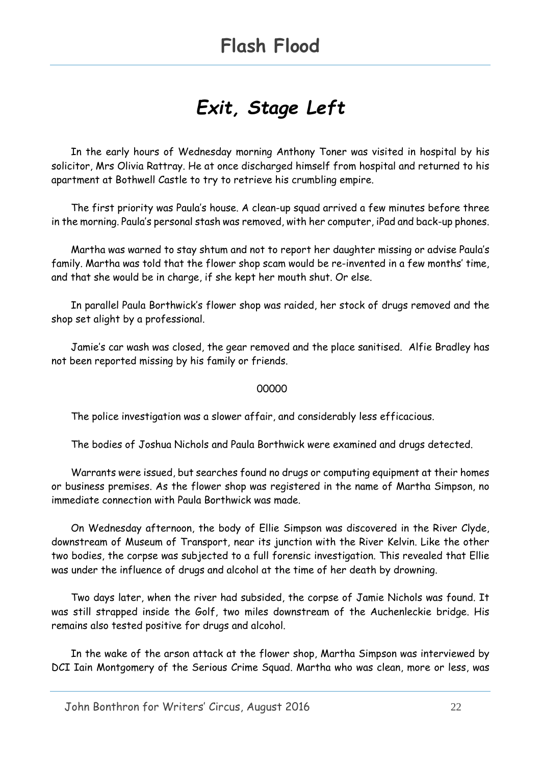# *Exit, Stage Left*

In the early hours of Wednesday morning Anthony Toner was visited in hospital by his solicitor, Mrs Olivia Rattray. He at once discharged himself from hospital and returned to his apartment at Bothwell Castle to try to retrieve his crumbling empire.

The first priority was Paula's house. A clean-up squad arrived a few minutes before three in the morning. Paula's personal stash was removed, with her computer, iPad and back-up phones.

Martha was warned to stay shtum and not to report her daughter missing or advise Paula's family. Martha was told that the flower shop scam would be re-invented in a few months' time, and that she would be in charge, if she kept her mouth shut. Or else.

In parallel Paula Borthwick's flower shop was raided, her stock of drugs removed and the shop set alight by a professional.

Jamie's car wash was closed, the gear removed and the place sanitised. Alfie Bradley has not been reported missing by his family or friends.

00000

The police investigation was a slower affair, and considerably less efficacious.

The bodies of Joshua Nichols and Paula Borthwick were examined and drugs detected.

Warrants were issued, but searches found no drugs or computing equipment at their homes or business premises. As the flower shop was registered in the name of Martha Simpson, no immediate connection with Paula Borthwick was made.

On Wednesday afternoon, the body of Ellie Simpson was discovered in the River Clyde, downstream of Museum of Transport, near its junction with the River Kelvin. Like the other two bodies, the corpse was subjected to a full forensic investigation. This revealed that Ellie was under the influence of drugs and alcohol at the time of her death by drowning.

Two days later, when the river had subsided, the corpse of Jamie Nichols was found. It was still strapped inside the Golf, two miles downstream of the Auchenleckie bridge. His remains also tested positive for drugs and alcohol.

In the wake of the arson attack at the flower shop, Martha Simpson was interviewed by DCI Iain Montgomery of the Serious Crime Squad. Martha who was clean, more or less, was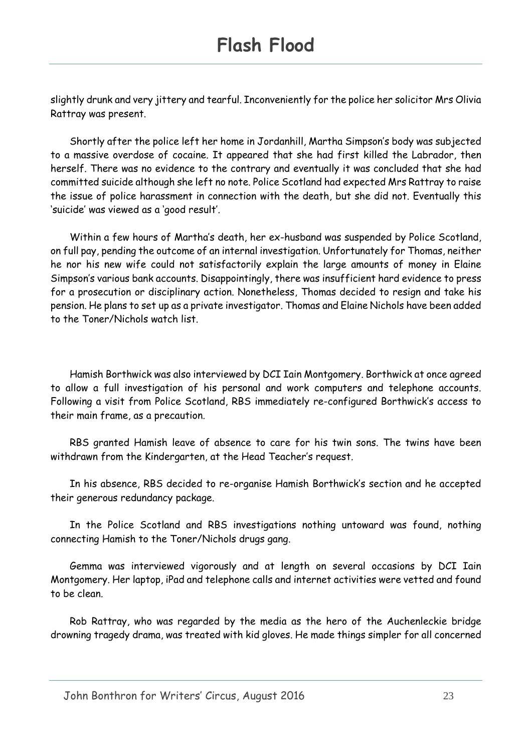slightly drunk and very jittery and tearful. Inconveniently for the police her solicitor Mrs Olivia Rattray was present.

Shortly after the police left her home in Jordanhill, Martha Simpson's body was subjected to a massive overdose of cocaine. It appeared that she had first killed the Labrador, then herself. There was no evidence to the contrary and eventually it was concluded that she had committed suicide although she left no note. Police Scotland had expected Mrs Rattray to raise the issue of police harassment in connection with the death, but she did not. Eventually this 'suicide' was viewed as a 'good result'.

Within a few hours of Martha's death, her ex-husband was suspended by Police Scotland, on full pay, pending the outcome of an internal investigation. Unfortunately for Thomas, neither he nor his new wife could not satisfactorily explain the large amounts of money in Elaine Simpson's various bank accounts. Disappointingly, there was insufficient hard evidence to press for a prosecution or disciplinary action. Nonetheless, Thomas decided to resign and take his pension. He plans to set up as a private investigator. Thomas and Elaine Nichols have been added to the Toner/Nichols watch list.

Hamish Borthwick was also interviewed by DCI Iain Montgomery. Borthwick at once agreed to allow a full investigation of his personal and work computers and telephone accounts. Following a visit from Police Scotland, RBS immediately re-configured Borthwick's access to their main frame, as a precaution.

RBS granted Hamish leave of absence to care for his twin sons. The twins have been withdrawn from the Kindergarten, at the Head Teacher's request.

In his absence, RBS decided to re-organise Hamish Borthwick's section and he accepted their generous redundancy package.

In the Police Scotland and RBS investigations nothing untoward was found, nothing connecting Hamish to the Toner/Nichols drugs gang.

Gemma was interviewed vigorously and at length on several occasions by DCI Iain Montgomery. Her laptop, iPad and telephone calls and internet activities were vetted and found to be clean.

Rob Rattray, who was regarded by the media as the hero of the Auchenleckie bridge drowning tragedy drama, was treated with kid gloves. He made things simpler for all concerned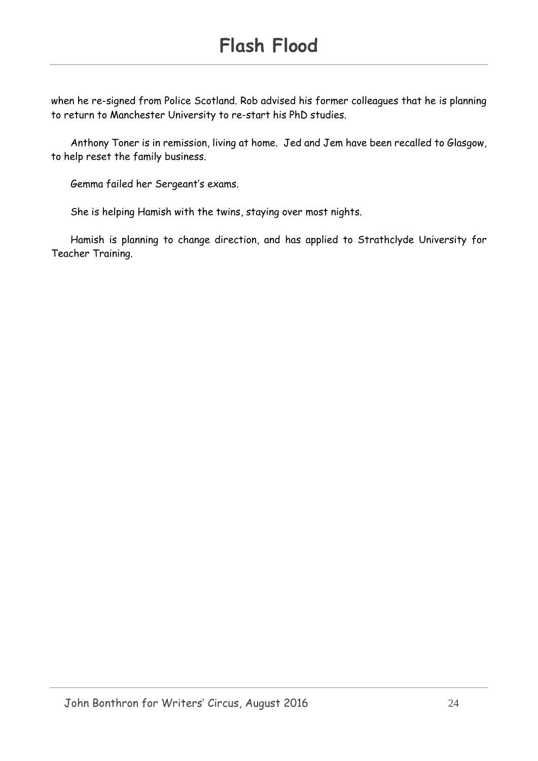when he re-signed from Police Scotland. Rob advised his former colleagues that he is planning to return to Manchester University to re-start his PhD studies.

Anthony Toner is in remission, living at home. Jed and Jem have been recalled to Glasgow, to help reset the family business.

Gemma failed her Sergeant's exams.

She is helping Hamish with the twins, staying over most nights.

Hamish is planning to change direction, and has applied to Strathclyde University for Teacher Training.